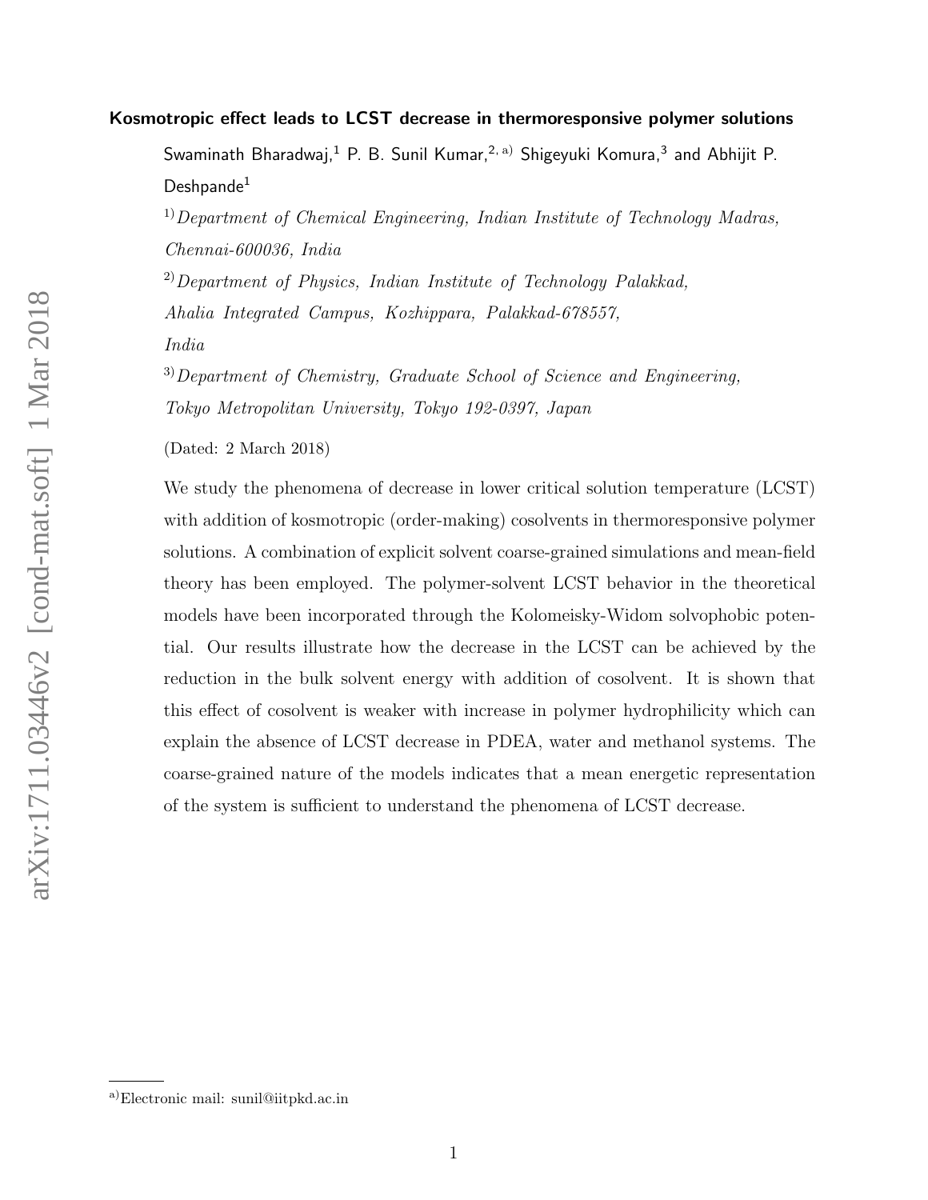# Kosmotropic effect leads to LCST decrease in thermoresponsive polymer solutions

Swaminath Bharadwaj,[1] P. B. Sunil Kumar,[2, a)] Shigeyuki Komura,[3] and Abhijit P. Deshpande[1]

[1)] *Department of Chemical Engineering, Indian Institute of Technology Madras, Chennai-600036, India*

[2)] *Department of Physics, Indian Institute of Technology Palakkad, Ahalia Integrated Campus, Kozhippara, Palakkad-678557, India*

[3)] *Department of Chemistry, Graduate School of Science and Engineering, Tokyo Metropolitan University, Tokyo 192-0397, Japan*

(Dated: 2 March 2018)

We study the phenomena of decrease in lower critical solution temperature (LCST) with addition of kosmotropic (order-making) cosolvents in thermoresponsive polymer solutions. A combination of explicit solvent coarse-grained simulations and mean-field theory has been employed. The polymer-solvent LCST behavior in the theoretical models have been incorporated through the Kolomeisky-Widom solvophobic potential. Our results illustrate how the decrease in the LCST can be achieved by the reduction in the bulk solvent energy with addition of cosolvent. It is shown that this effect of cosolvent is weaker with increase in polymer hydrophilicity which can explain the absence of LCST decrease in PDEA, water and methanol systems. The coarse-grained nature of the models indicates that a mean energetic representation of the system is sufficient to understand the phenomena of LCST decrease.

---

[a)] Electronic mail: sunil@iitpkd.ac.in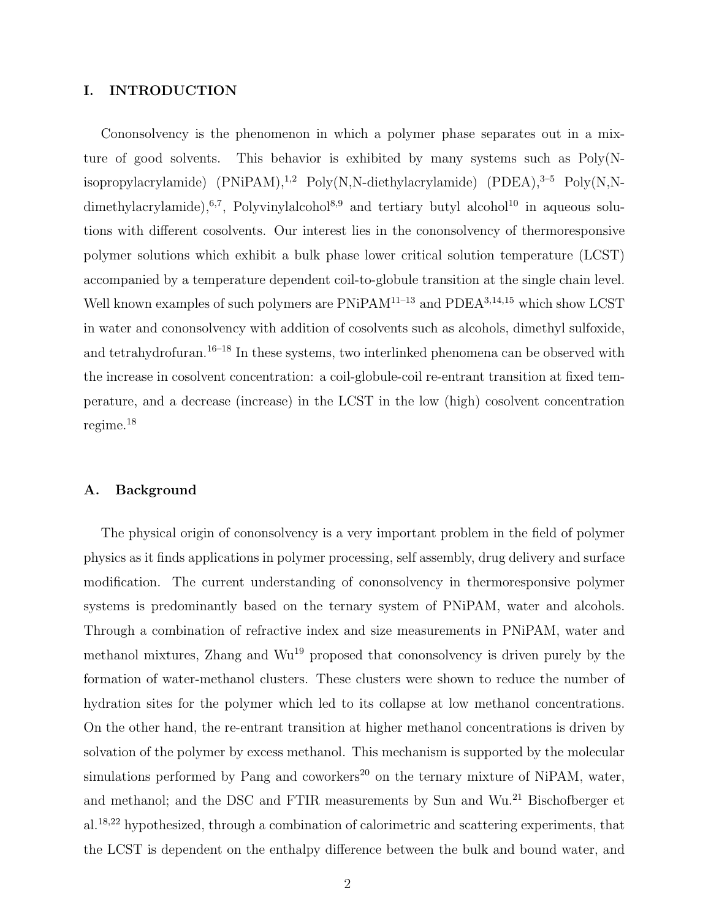## I. INTRODUCTION

Cononsolvency is the phenomenon in which a polymer phase separates out in a mixture of good solvents. This behavior is exhibited by many systems such as Poly(N-isopropylacrylamide) (PNiPAM),[1,2] Poly(N,N-diethylacrylamide) (PDEA),[3–5] Poly(N,N-dimethylacrylamide),[6,7], Polyvinylalcohol[8,9] and tertiary butyl alcohol[10] in aqueous solutions with different cosolvents. Our interest lies in the cononsolvency of thermoresponsive polymer solutions which exhibit a bulk phase lower critical solution temperature (LCST) accompanied by a temperature dependent coil-to-globule transition at the single chain level. Well known examples of such polymers are PNiPAM[11–13] and PDEA[3,14,15] which show LCST in water and cononsolvency with addition of cosolvents such as alcohols, dimethyl sulfoxide, and tetrahydrofuran.[16–18] In these systems, two interlinked phenomena can be observed with the increase in cosolvent concentration: a coil-globule-coil re-entrant transition at fixed temperature, and a decrease (increase) in the LCST in the low (high) cosolvent concentration regime.[18]

### A. Background

The physical origin of cononsolvency is a very important problem in the field of polymer physics as it finds applications in polymer processing, self assembly, drug delivery and surface modification. The current understanding of cononsolvency in thermoresponsive polymer systems is predominantly based on the ternary system of PNiPAM, water and alcohols. Through a combination of refractive index and size measurements in PNiPAM, water and methanol mixtures, Zhang and Wu[19] proposed that cononsolvency is driven purely by the formation of water-methanol clusters. These clusters were shown to reduce the number of hydration sites for the polymer which led to its collapse at low methanol concentrations. On the other hand, the re-entrant transition at higher methanol concentrations is driven by solvation of the polymer by excess methanol. This mechanism is supported by the molecular simulations performed by Pang and coworkers[20] on the ternary mixture of NiPAM, water, and methanol; and the DSC and FTIR measurements by Sun and Wu.[21] Bischofberger et al.[18,22] hypothesized, through a combination of calorimetric and scattering experiments, that the LCST is dependent on the enthalpy difference between the bulk and bound water, and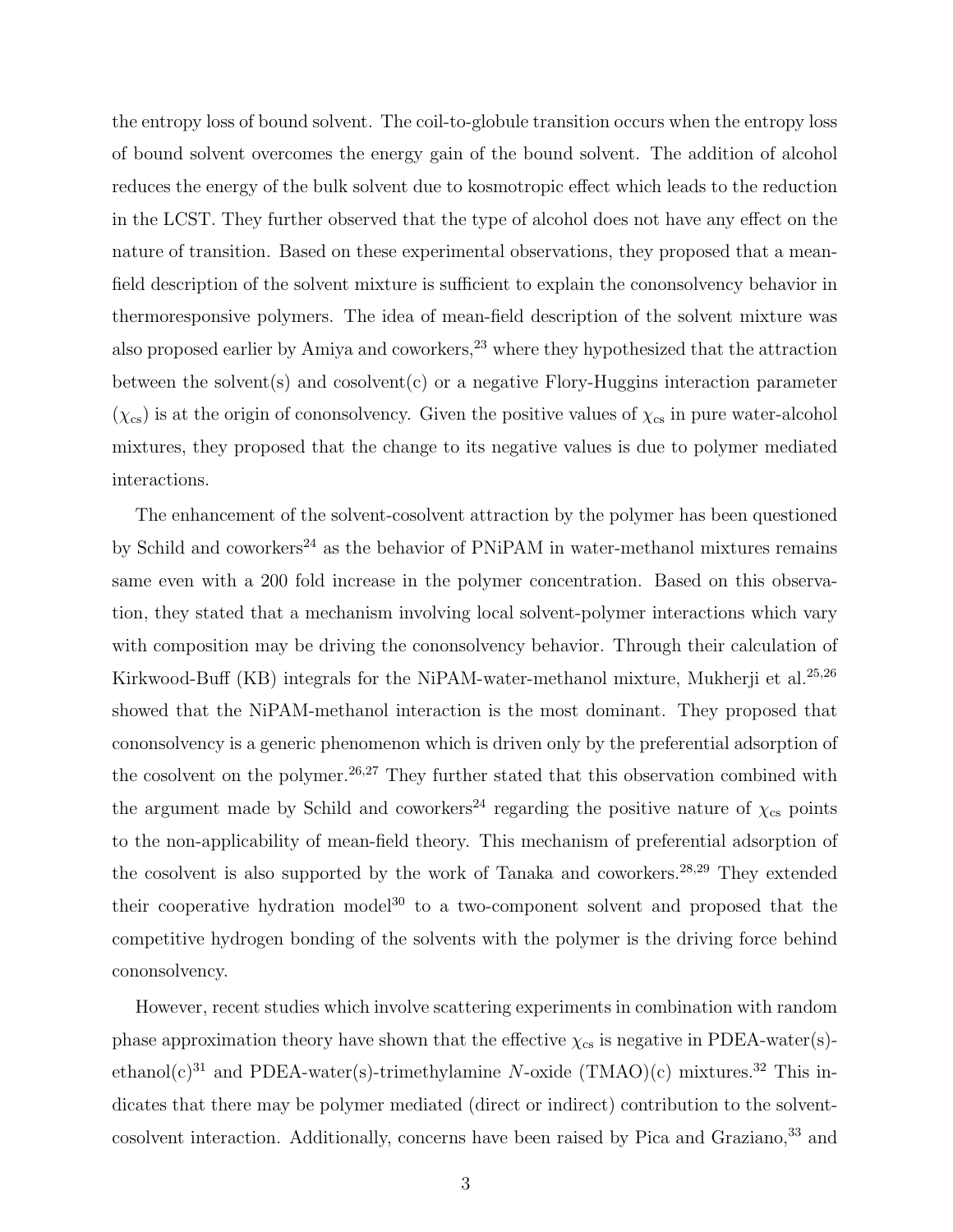the entropy loss of bound solvent. The coil-to-globule transition occurs when the entropy loss of bound solvent overcomes the energy gain of the bound solvent. The addition of alcohol reduces the energy of the bulk solvent due to kosmotropic effect which leads to the reduction in the LCST. They further observed that the type of alcohol does not have any effect on the nature of transition. Based on these experimental observations, they proposed that a mean-field description of the solvent mixture is sufficient to explain the cononsolvency behavior in thermoresponsive polymers. The idea of mean-field description of the solvent mixture was also proposed earlier by Amiya and coworkers,[23] where they hypothesized that the attraction between the solvent(s) and cosolvent(c) or a negative Flory-Huggins interaction parameter ($\chi_{\mathrm{cs}}$) is at the origin of cononsolvency. Given the positive values of $\chi_{\mathrm{cs}}$ in pure water-alcohol mixtures, they proposed that the change to its negative values is due to polymer mediated interactions.

The enhancement of the solvent-cosolvent attraction by the polymer has been questioned by Schild and coworkers[24] as the behavior of PNiPAM in water-methanol mixtures remains same even with a 200 fold increase in the polymer concentration. Based on this observation, they stated that a mechanism involving local solvent-polymer interactions which vary with composition may be driving the cononsolvency behavior. Through their calculation of Kirkwood-Buff (KB) integrals for the NiPAM-water-methanol mixture, Mukherji et al.[25,26] showed that the NiPAM-methanol interaction is the most dominant. They proposed that cononsolvency is a generic phenomenon which is driven only by the preferential adsorption of the cosolvent on the polymer.[26,27] They further stated that this observation combined with the argument made by Schild and coworkers[24] regarding the positive nature of $\chi_{\mathrm{cs}}$ points to the non-applicability of mean-field theory. This mechanism of preferential adsorption of the cosolvent is also supported by the work of Tanaka and coworkers.[28,29] They extended their cooperative hydration model[30] to a two-component solvent and proposed that the competitive hydrogen bonding of the solvents with the polymer is the driving force behind cononsolvency.

However, recent studies which involve scattering experiments in combination with random phase approximation theory have shown that the effective $\chi_{\mathrm{cs}}$ is negative in PDEA-water(s)-ethanol(c)[31] and PDEA-water(s)-trimethylamine *N*-oxide (TMAO)(c) mixtures.[32] This indicates that there may be polymer mediated (direct or indirect) contribution to the solvent-cosolvent interaction. Additionally, concerns have been raised by Pica and Graziano,[33] and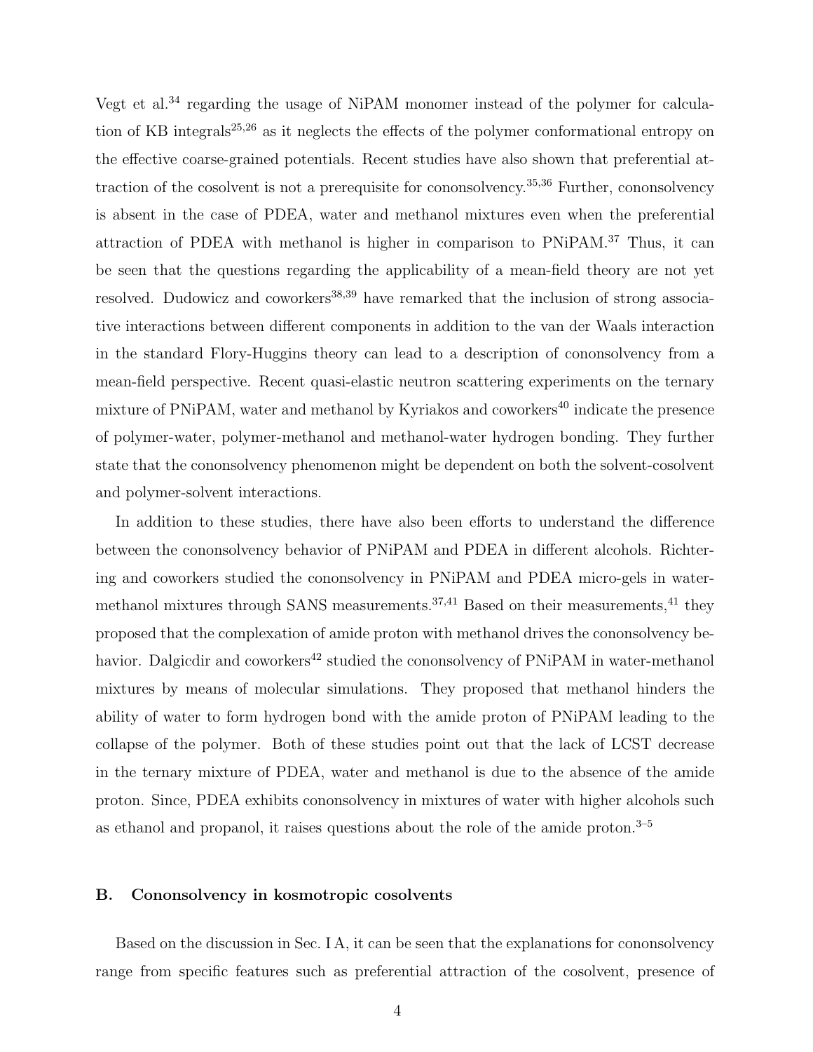Vegt et al.[34] regarding the usage of NiPAM monomer instead of the polymer for calculation of KB integrals[25,26] as it neglects the effects of the polymer conformational entropy on the effective coarse-grained potentials. Recent studies have also shown that preferential attraction of the cosolvent is not a prerequisite for cononsolvency.[35,36] Further, cononsolvency is absent in the case of PDEA, water and methanol mixtures even when the preferential attraction of PDEA with methanol is higher in comparison to PNiPAM.[37] Thus, it can be seen that the questions regarding the applicability of a mean-field theory are not yet resolved. Dudowicz and coworkers[38,39] have remarked that the inclusion of strong associative interactions between different components in addition to the van der Waals interaction in the standard Flory-Huggins theory can lead to a description of cononsolvency from a mean-field perspective. Recent quasi-elastic neutron scattering experiments on the ternary mixture of PNiPAM, water and methanol by Kyriakos and coworkers[40] indicate the presence of polymer-water, polymer-methanol and methanol-water hydrogen bonding. They further state that the cononsolvency phenomenon might be dependent on both the solvent-cosolvent and polymer-solvent interactions.

In addition to these studies, there have also been efforts to understand the difference between the cononsolvency behavior of PNiPAM and PDEA in different alcohols. Richtering and coworkers studied the cononsolvency in PNiPAM and PDEA micro-gels in water-methanol mixtures through SANS measurements.[37,41] Based on their measurements,[41] they proposed that the complexation of amide proton with methanol drives the cononsolvency behavior. Dalgicdir and coworkers[42] studied the cononsolvency of PNiPAM in water-methanol mixtures by means of molecular simulations. They proposed that methanol hinders the ability of water to form hydrogen bond with the amide proton of PNiPAM leading to the collapse of the polymer. Both of these studies point out that the lack of LCST decrease in the ternary mixture of PDEA, water and methanol is due to the absence of the amide proton. Since, PDEA exhibits cononsolvency in mixtures of water with higher alcohols such as ethanol and propanol, it raises questions about the role of the amide proton.[3–5]

## B. Cononsolvency in kosmotropic cosolvents

Based on the discussion in Sec. I A, it can be seen that the explanations for cononsolvency range from specific features such as preferential attraction of the cosolvent, presence of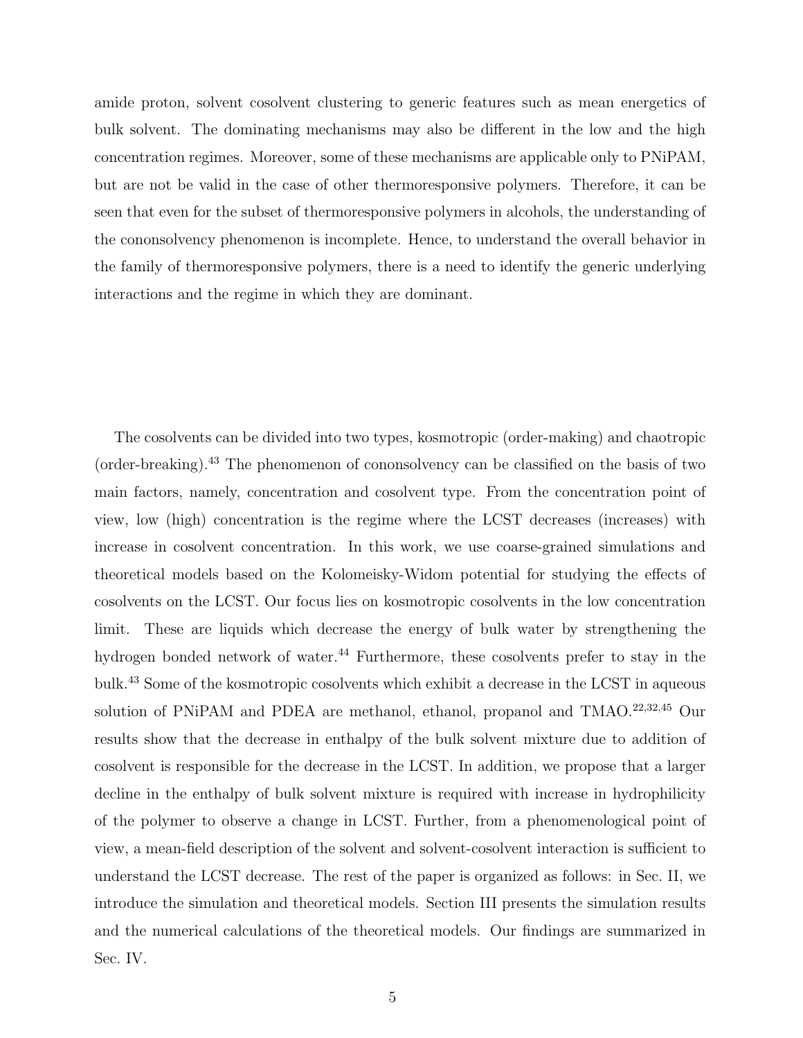amide proton, solvent cosolvent clustering to generic features such as mean energetics of bulk solvent. The dominating mechanisms may also be different in the low and the high concentration regimes. Moreover, some of these mechanisms are applicable only to PNiPAM, but are not be valid in the case of other thermoresponsive polymers. Therefore, it can be seen that even for the subset of thermoresponsive polymers in alcohols, the understanding of the cononsolvency phenomenon is incomplete. Hence, to understand the overall behavior in the family of thermoresponsive polymers, there is a need to identify the generic underlying interactions and the regime in which they are dominant.

The cosolvents can be divided into two types, kosmotropic (order-making) and chaotropic (order-breaking).[43] The phenomenon of cononsolvency can be classified on the basis of two main factors, namely, concentration and cosolvent type. From the concentration point of view, low (high) concentration is the regime where the LCST decreases (increases) with increase in cosolvent concentration. In this work, we use coarse-grained simulations and theoretical models based on the Kolomeisky-Widom potential for studying the effects of cosolvents on the LCST. Our focus lies on kosmotropic cosolvents in the low concentration limit. These are liquids which decrease the energy of bulk water by strengthening the hydrogen bonded network of water.[44] Furthermore, these cosolvents prefer to stay in the bulk.[43] Some of the kosmotropic cosolvents which exhibit a decrease in the LCST in aqueous solution of PNiPAM and PDEA are methanol, ethanol, propanol and TMAO.[22,32,45] Our results show that the decrease in enthalpy of the bulk solvent mixture due to addition of cosolvent is responsible for the decrease in the LCST. In addition, we propose that a larger decline in the enthalpy of bulk solvent mixture is required with increase in hydrophilicity of the polymer to observe a change in LCST. Further, from a phenomenological point of view, a mean-field description of the solvent and solvent-cosolvent interaction is sufficient to understand the LCST decrease. The rest of the paper is organized as follows: in Sec. II, we introduce the simulation and theoretical models. Section III presents the simulation results and the numerical calculations of the theoretical models. Our findings are summarized in Sec. IV.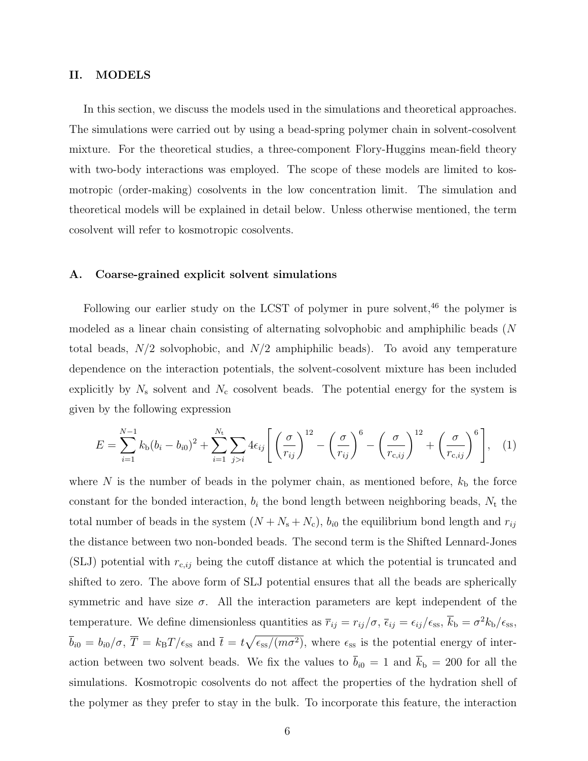## II. MODELS

In this section, we discuss the models used in the simulations and theoretical approaches. The simulations were carried out by using a bead-spring polymer chain in solvent-cosolvent mixture. For the theoretical studies, a three-component Flory-Huggins mean-field theory with two-body interactions was employed. The scope of these models are limited to kosmotropic (order-making) cosolvents in the low concentration limit. The simulation and theoretical models will be explained in detail below. Unless otherwise mentioned, the term cosolvent will refer to kosmotropic cosolvents.

### A. Coarse-grained explicit solvent simulations

Following our earlier study on the LCST of polymer in pure solvent,[46] the polymer is modeled as a linear chain consisting of alternating solvophobic and amphiphilic beads ($N$ total beads, $N/2$ solvophobic, and $N/2$ amphiphilic beads). To avoid any temperature dependence on the interaction potentials, the solvent-cosolvent mixture has been included explicitly by $N_\mathrm{s}$ solvent and $N_\mathrm{c}$ cosolvent beads. The potential energy for the system is given by the following expression

$$E = \sum_{i=1}^{N-1} k_\mathrm{b}(b_i - b_{i0})^2 + \sum_{i=1}^{N_\mathrm{t}} \sum_{j>i} 4\epsilon_{ij} \left[ \left(\frac{\sigma}{r_{ij}}\right)^{12} - \left(\frac{\sigma}{r_{ij}}\right)^{6} - \left(\frac{\sigma}{r_{\mathrm{c},ij}}\right)^{12} + \left(\frac{\sigma}{r_{\mathrm{c},ij}}\right)^{6} \right], \quad (1)$$

where $N$ is the number of beads in the polymer chain, as mentioned before, $k_\mathrm{b}$ the force constant for the bonded interaction, $b_i$ the bond length between neighboring beads, $N_\mathrm{t}$ the total number of beads in the system ($N + N_\mathrm{s} + N_\mathrm{c}$), $b_{i0}$ the equilibrium bond length and $r_{ij}$ the distance between two non-bonded beads. The second term is the Shifted Lennard-Jones (SLJ) potential with $r_{\mathrm{c},ij}$ being the cutoff distance at which the potential is truncated and shifted to zero. The above form of SLJ potential ensures that all the beads are spherically symmetric and have size $\sigma$. All the interaction parameters are kept independent of the temperature. We define dimensionless quantities as $\overline{r}_{ij} = r_{ij}/\sigma$, $\overline{\epsilon}_{ij} = \epsilon_{ij}/\epsilon_\mathrm{ss}$, $\overline{k}_\mathrm{b} = \sigma^2 k_\mathrm{b}/\epsilon_\mathrm{ss}$, $\overline{b}_{i0} = b_{i0}/\sigma$, $\overline{T} = k_\mathrm{B}T/\epsilon_\mathrm{ss}$ and $\overline{t} = t\sqrt{\epsilon_\mathrm{ss}/(m\sigma^2)}$, where $\epsilon_\mathrm{ss}$ is the potential energy of interaction between two solvent beads. We fix the values to $\overline{b}_{i0} = 1$ and $\overline{k}_\mathrm{b} = 200$ for all the simulations. Kosmotropic cosolvents do not affect the properties of the hydration shell of the polymer as they prefer to stay in the bulk. To incorporate this feature, the interaction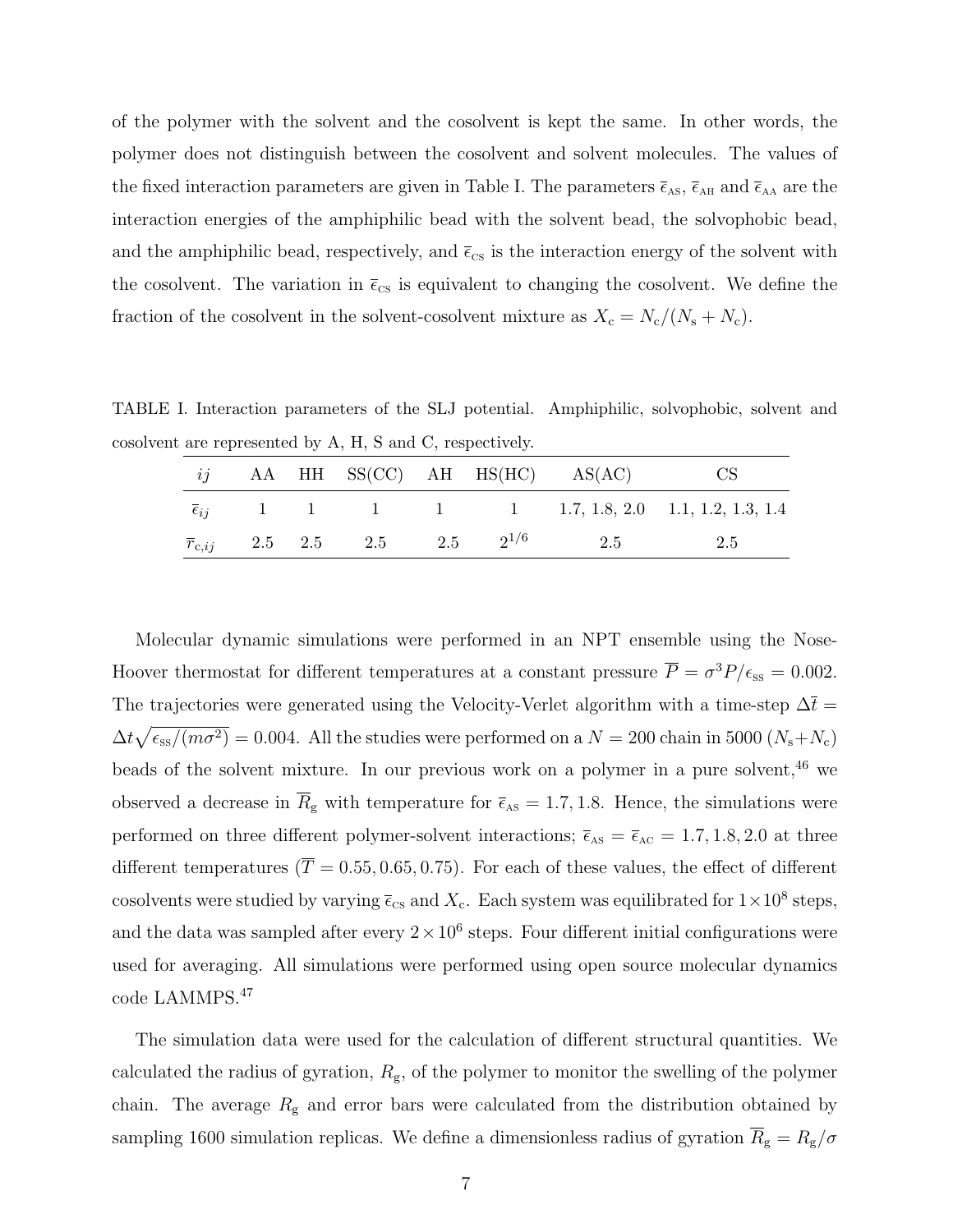of the polymer with the solvent and the cosolvent is kept the same. In other words, the polymer does not distinguish between the cosolvent and solvent molecules. The values of the fixed interaction parameters are given in Table I. The parameters $\overline{\epsilon}_{\text{AS}}$, $\overline{\epsilon}_{\text{AH}}$ and $\overline{\epsilon}_{\text{AA}}$ are the interaction energies of the amphiphilic bead with the solvent bead, the solvophobic bead, and the amphiphilic bead, respectively, and $\overline{\epsilon}_{\text{CS}}$ is the interaction energy of the solvent with the cosolvent. The variation in $\overline{\epsilon}_{\text{CS}}$ is equivalent to changing the cosolvent. We define the fraction of the cosolvent in the solvent-cosolvent mixture as $X_{\text{c}} = N_{\text{c}}/(N_{\text{s}} + N_{\text{c}})$.

TABLE I. Interaction parameters of the SLJ potential. Amphiphilic, solvophobic, solvent and cosolvent are represented by A, H, S and C, respectively.

| $ij$ | AA | HH | SS(CC) | AH | HS(HC) | AS(AC) | CS |
|---|---|---|---|---|---|---|---|
| $\overline{\epsilon}_{ij}$ | 1 | 1 | 1 | 1 | 1 | 1.7, 1.8, 2.0 | 1.1, 1.2, 1.3, 1.4 |
| $\overline{r}_{\text{c},ij}$ | 2.5 | 2.5 | 2.5 | 2.5 | $2^{1/6}$ | 2.5 | 2.5 |

Molecular dynamic simulations were performed in an NPT ensemble using the Nose-Hoover thermostat for different temperatures at a constant pressure $\overline{P} = \sigma^3 P/\epsilon_{\text{SS}} = 0.002$. The trajectories were generated using the Velocity-Verlet algorithm with a time-step $\Delta\overline{t} = \Delta t\sqrt{\epsilon_{\text{SS}}/(m\sigma^2)} = 0.004$. All the studies were performed on a $N = 200$ chain in 5000 ($N_{\text{s}}$+$N_{\text{c}}$) beads of the solvent mixture. In our previous work on a polymer in a pure solvent,[46] we observed a decrease in $\overline{R}_{\text{g}}$ with temperature for $\overline{\epsilon}_{\text{AS}} = 1.7, 1.8$. Hence, the simulations were performed on three different polymer-solvent interactions; $\overline{\epsilon}_{\text{AS}} = \overline{\epsilon}_{\text{AC}} = 1.7, 1.8, 2.0$ at three different temperatures ($\overline{T} = 0.55, 0.65, 0.75$). For each of these values, the effect of different cosolvents were studied by varying $\overline{\epsilon}_{\text{CS}}$ and $X_{\text{c}}$. Each system was equilibrated for $1\times10^8$ steps, and the data was sampled after every $2\times10^6$ steps. Four different initial configurations were used for averaging. All simulations were performed using open source molecular dynamics code LAMMPS.[47]

The simulation data were used for the calculation of different structural quantities. We calculated the radius of gyration, $R_{\text{g}}$, of the polymer to monitor the swelling of the polymer chain. The average $R_{\text{g}}$ and error bars were calculated from the distribution obtained by sampling 1600 simulation replicas. We define a dimensionless radius of gyration $\overline{R}_{\text{g}} = R_{\text{g}}/\sigma$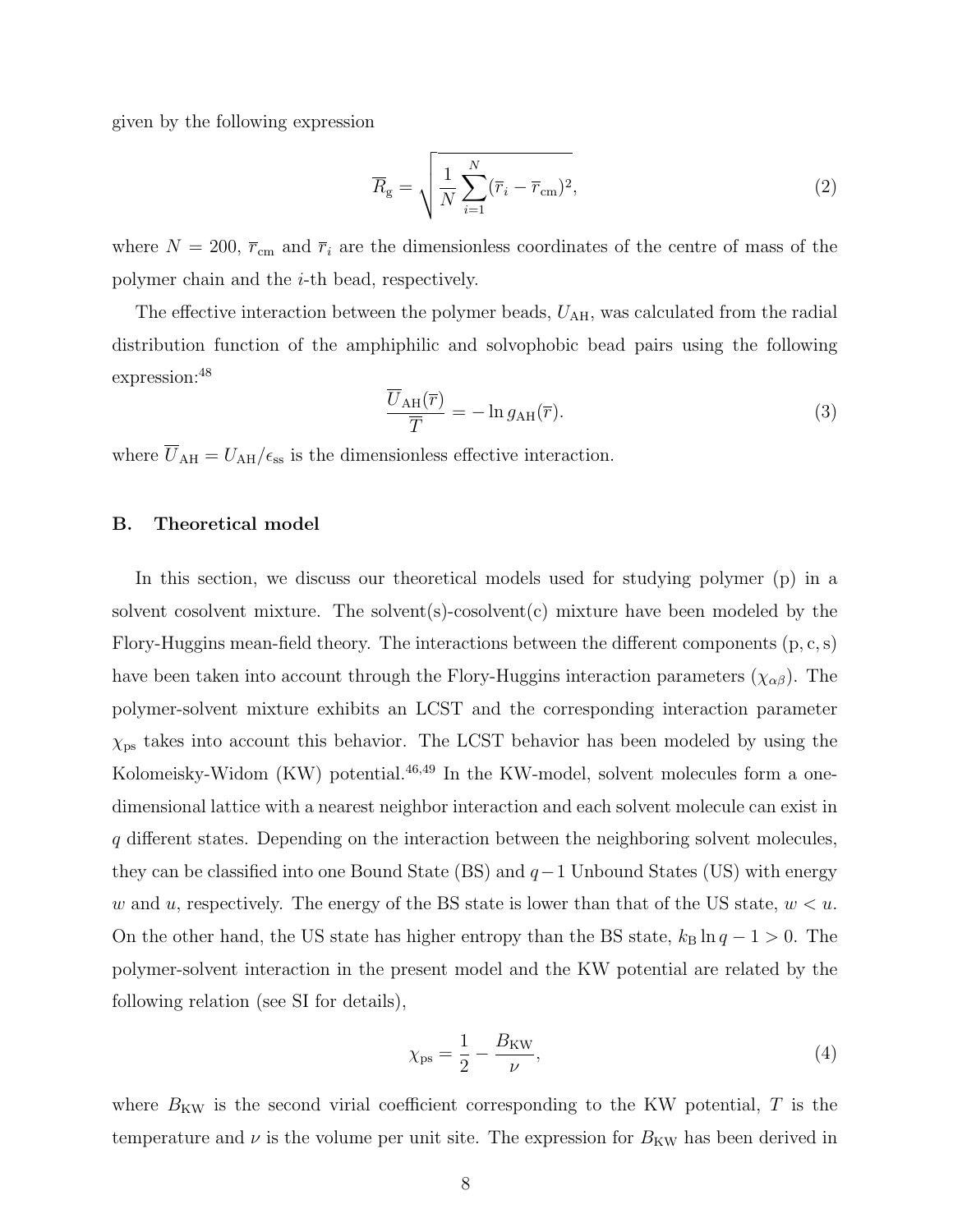given by the following expression

$$\overline{R}_{\rm g} = \sqrt{\frac{1}{N}\sum_{i=1}^{N}(\overline{r}_i - \overline{r}_{\rm cm})^2}, \tag{2}$$

where $N = 200$, $\overline{r}_{\rm cm}$ and $\overline{r}_i$ are the dimensionless coordinates of the centre of mass of the polymer chain and the $i$-th bead, respectively.

The effective interaction between the polymer beads, $U_{\rm AH}$, was calculated from the radial distribution function of the amphiphilic and solvophobic bead pairs using the following expression:[48]

$$\frac{\overline{U}_{\rm AH}(\overline{r})}{\overline{T}} = -\ln g_{\rm AH}(\overline{r}). \tag{3}$$

where $\overline{U}_{\rm AH} = U_{\rm AH}/\epsilon_{\rm ss}$ is the dimensionless effective interaction.

## B. Theoretical model

In this section, we discuss our theoretical models used for studying polymer (p) in a solvent cosolvent mixture. The solvent(s)-cosolvent(c) mixture have been modeled by the Flory-Huggins mean-field theory. The interactions between the different components $(\rm p, c, s)$ have been taken into account through the Flory-Huggins interaction parameters $(\chi_{\alpha\beta})$. The polymer-solvent mixture exhibits an LCST and the corresponding interaction parameter $\chi_{\rm ps}$ takes into account this behavior. The LCST behavior has been modeled by using the Kolomeisky-Widom (KW) potential.[46,49] In the KW-model, solvent molecules form a one-dimensional lattice with a nearest neighbor interaction and each solvent molecule can exist in $q$ different states. Depending on the interaction between the neighboring solvent molecules, they can be classified into one Bound State (BS) and $q-1$ Unbound States (US) with energy $w$ and $u$, respectively. The energy of the BS state is lower than that of the US state, $w < u$. On the other hand, the US state has higher entropy than the BS state, $k_{\rm B}\ln q - 1 > 0$. The polymer-solvent interaction in the present model and the KW potential are related by the following relation (see SI for details),

$$\chi_{\rm ps} = \frac{1}{2} - \frac{B_{\rm KW}}{\nu}, \tag{4}$$

where $B_{\rm KW}$ is the second virial coefficient corresponding to the KW potential, $T$ is the temperature and $\nu$ is the volume per unit site. The expression for $B_{\rm KW}$ has been derived in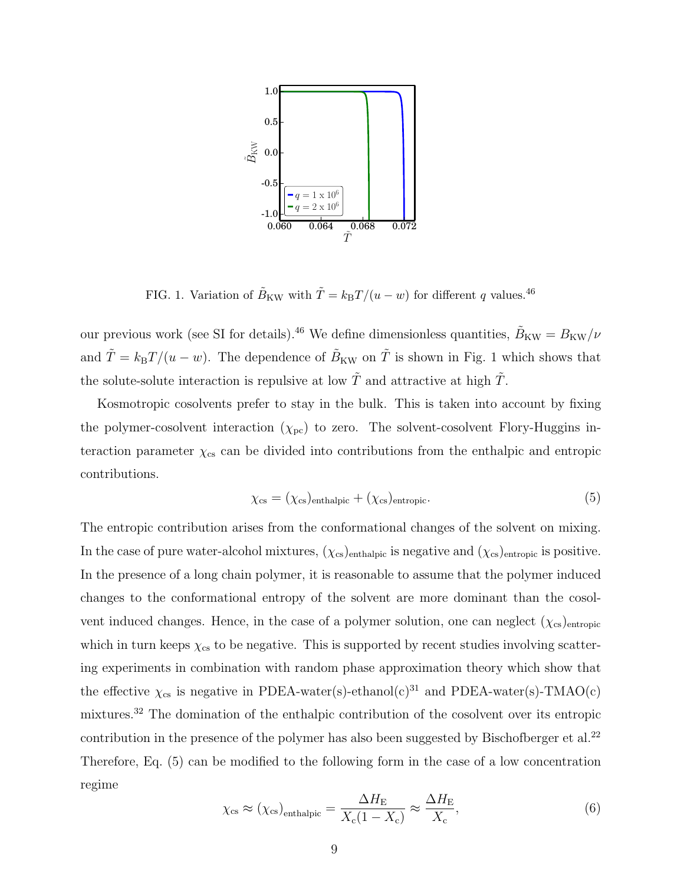FIG. 1. Variation of $\tilde{B}_{\mathrm{KW}}$ with $\tilde{T} = k_{\mathrm{B}}T/(u - w)$ for different $q$ values.[46]

our previous work (see SI for details).[46] We define dimensionless quantities, $\tilde{B}_{\mathrm{KW}} = B_{\mathrm{KW}}/\nu$ and $\tilde{T} = k_{\mathrm{B}}T/(u - w)$. The dependence of $\tilde{B}_{\mathrm{KW}}$ on $\tilde{T}$ is shown in Fig. 1 which shows that the solute-solute interaction is repulsive at low $\tilde{T}$ and attractive at high $\tilde{T}$.

Kosmotropic cosolvents prefer to stay in the bulk. This is taken into account by fixing the polymer-cosolvent interaction ($\chi_{\mathrm{pc}}$) to zero. The solvent-cosolvent Flory-Huggins interaction parameter $\chi_{\mathrm{cs}}$ can be divided into contributions from the enthalpic and entropic contributions.

$$\chi_{\mathrm{cs}} = (\chi_{\mathrm{cs}})_{\mathrm{enthalpic}} + (\chi_{\mathrm{cs}})_{\mathrm{entropic}}. \tag{5}$$

The entropic contribution arises from the conformational changes of the solvent on mixing. In the case of pure water-alcohol mixtures, $(\chi_{\mathrm{cs}})_{\mathrm{enthalpic}}$ is negative and $(\chi_{\mathrm{cs}})_{\mathrm{entropic}}$ is positive. In the presence of a long chain polymer, it is reasonable to assume that the polymer induced changes to the conformational entropy of the solvent are more dominant than the cosolvent induced changes. Hence, in the case of a polymer solution, one can neglect $(\chi_{\mathrm{cs}})_{\mathrm{entropic}}$ which in turn keeps $\chi_{\mathrm{cs}}$ to be negative. This is supported by recent studies involving scattering experiments in combination with random phase approximation theory which show that the effective $\chi_{\mathrm{cs}}$ is negative in PDEA-water(s)-ethanol(c)[31] and PDEA-water(s)-TMAO(c) mixtures.[32] The domination of the enthalpic contribution of the cosolvent over its entropic contribution in the presence of the polymer has also been suggested by Bischofberger et al.[22] Therefore, Eq. (5) can be modified to the following form in the case of a low concentration regime

$$\chi_{\mathrm{cs}} \approx (\chi_{\mathrm{cs}})_{\mathrm{enthalpic}} = \frac{\Delta H_{\mathrm{E}}}{X_{\mathrm{c}}(1 - X_{\mathrm{c}})} \approx \frac{\Delta H_{\mathrm{E}}}{X_{\mathrm{c}}}, \tag{6}$$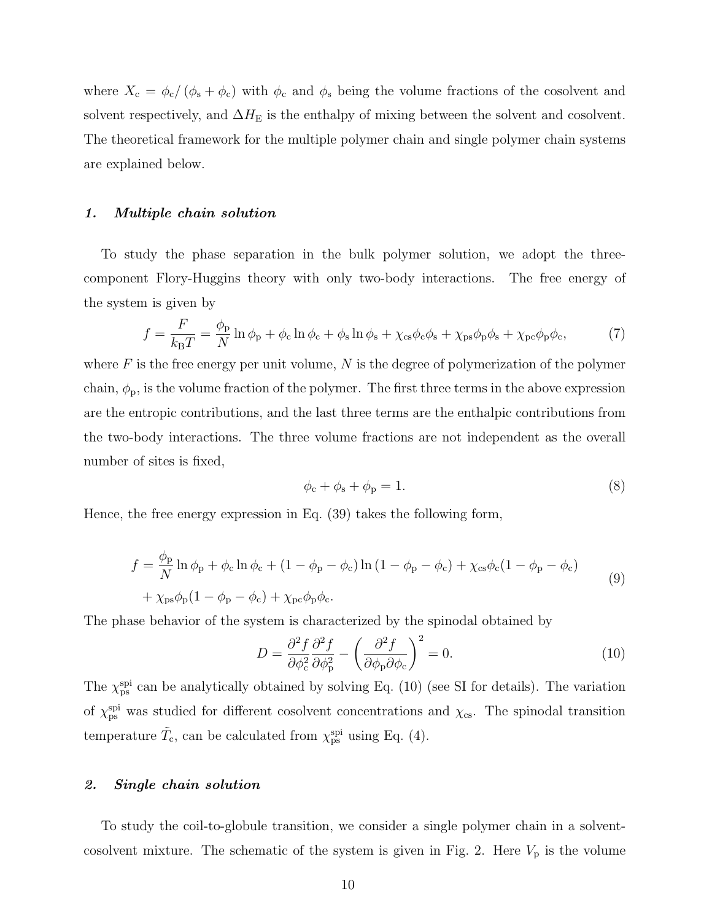where $X_\mathrm{c} = \phi_\mathrm{c}/\left(\phi_\mathrm{s} + \phi_\mathrm{c}\right)$ with $\phi_\mathrm{c}$ and $\phi_\mathrm{s}$ being the volume fractions of the cosolvent and solvent respectively, and $\Delta H_\mathrm{E}$ is the enthalpy of mixing between the solvent and cosolvent. The theoretical framework for the multiple polymer chain and single polymer chain systems are explained below.

### *1. Multiple chain solution*

To study the phase separation in the bulk polymer solution, we adopt the three-component Flory-Huggins theory with only two-body interactions. The free energy of the system is given by

$$f = \frac{F}{k_\mathrm{B}T} = \frac{\phi_\mathrm{p}}{N}\ln\phi_\mathrm{p} + \phi_\mathrm{c}\ln\phi_\mathrm{c} + \phi_\mathrm{s}\ln\phi_\mathrm{s} + \chi_\mathrm{cs}\phi_\mathrm{c}\phi_\mathrm{s} + \chi_\mathrm{ps}\phi_\mathrm{p}\phi_\mathrm{s} + \chi_\mathrm{pc}\phi_\mathrm{p}\phi_\mathrm{c}, \tag{7}$$

where $F$ is the free energy per unit volume, $N$ is the degree of polymerization of the polymer chain, $\phi_\mathrm{p}$, is the volume fraction of the polymer. The first three terms in the above expression are the entropic contributions, and the last three terms are the enthalpic contributions from the two-body interactions. The three volume fractions are not independent as the overall number of sites is fixed,

$$\phi_\mathrm{c} + \phi_\mathrm{s} + \phi_\mathrm{p} = 1. \tag{8}$$

Hence, the free energy expression in Eq. (39) takes the following form,

$$\begin{aligned} f = {} & \frac{\phi_\mathrm{p}}{N}\ln\phi_\mathrm{p} + \phi_\mathrm{c}\ln\phi_\mathrm{c} + (1-\phi_\mathrm{p}-\phi_\mathrm{c})\ln(1-\phi_\mathrm{p}-\phi_\mathrm{c}) + \chi_\mathrm{cs}\phi_\mathrm{c}(1-\phi_\mathrm{p}-\phi_\mathrm{c}) \\ & + \chi_\mathrm{ps}\phi_\mathrm{p}(1-\phi_\mathrm{p}-\phi_\mathrm{c}) + \chi_\mathrm{pc}\phi_\mathrm{p}\phi_\mathrm{c}. \end{aligned} \tag{9}$$

The phase behavior of the system is characterized by the spinodal obtained by

$$D = \frac{\partial^2 f}{\partial\phi_\mathrm{c}^2}\frac{\partial^2 f}{\partial\phi_\mathrm{p}^2} - \left(\frac{\partial^2 f}{\partial\phi_\mathrm{p}\partial\phi_\mathrm{c}}\right)^2 = 0. \tag{10}$$

The $\chi_\mathrm{ps}^\mathrm{spi}$ can be analytically obtained by solving Eq. (10) (see SI for details). The variation of $\chi_\mathrm{ps}^\mathrm{spi}$ was studied for different cosolvent concentrations and $\chi_\mathrm{cs}$. The spinodal transition temperature $\tilde{T}_\mathrm{c}$, can be calculated from $\chi_\mathrm{ps}^\mathrm{spi}$ using Eq. (4).

### *2. Single chain solution*

To study the coil-to-globule transition, we consider a single polymer chain in a solvent-cosolvent mixture. The schematic of the system is given in Fig. 2. Here $V_\mathrm{p}$ is the volume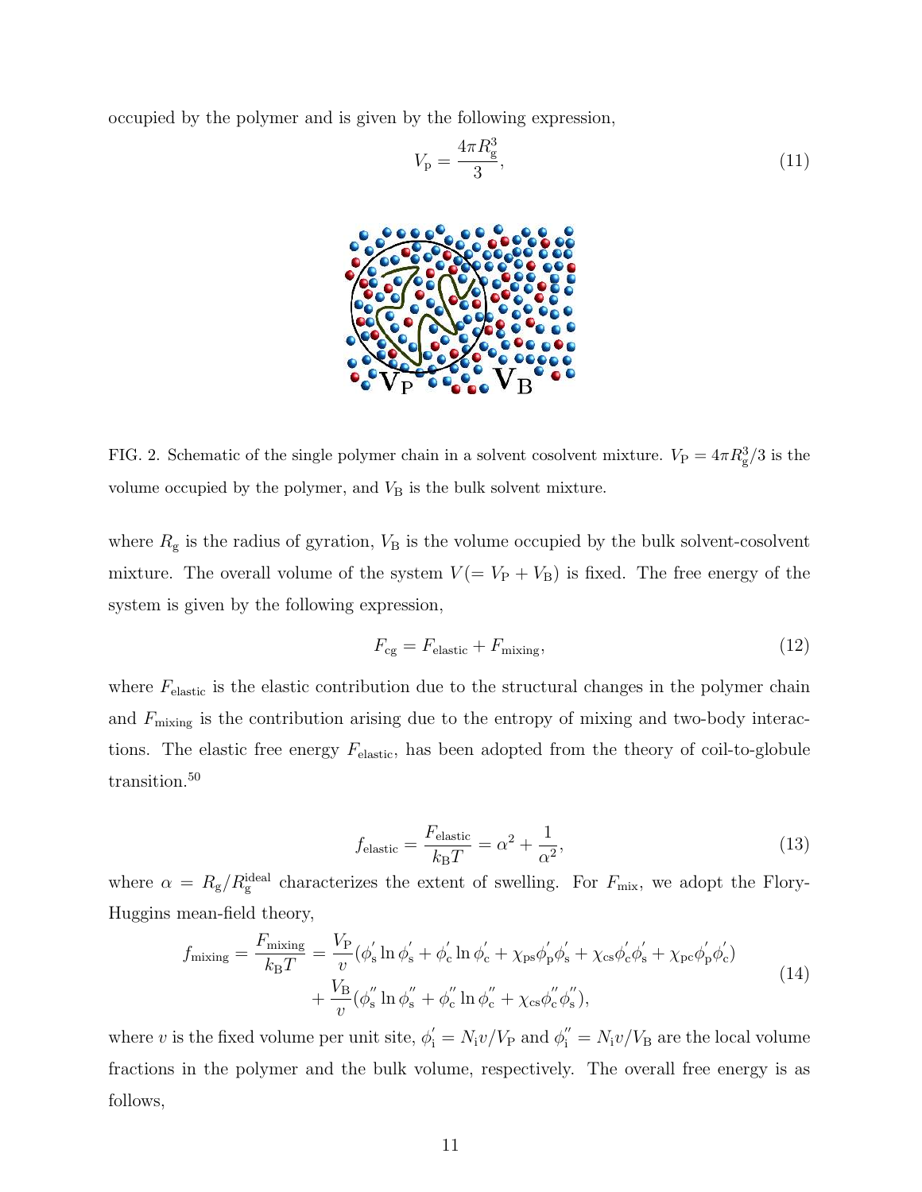occupied by the polymer and is given by the following expression,

$$V_{\mathrm{p}} = \frac{4\pi R_{\mathrm{g}}^3}{3}, \tag{11}$$

FIG. 2. Schematic of the single polymer chain in a solvent cosolvent mixture. $V_{\mathrm{P}} = 4\pi R_{\mathrm{g}}^3/3$ is the volume occupied by the polymer, and $V_{\mathrm{B}}$ is the bulk solvent mixture.

where $R_{\mathrm{g}}$ is the radius of gyration, $V_{\mathrm{B}}$ is the volume occupied by the bulk solvent-cosolvent mixture. The overall volume of the system $V(= V_{\mathrm{P}} + V_{\mathrm{B}})$ is fixed. The free energy of the system is given by the following expression,

$$F_{\mathrm{cg}} = F_{\mathrm{elastic}} + F_{\mathrm{mixing}}, \tag{12}$$

where $F_{\mathrm{elastic}}$ is the elastic contribution due to the structural changes in the polymer chain and $F_{\mathrm{mixing}}$ is the contribution arising due to the entropy of mixing and two-body interactions. The elastic free energy $F_{\mathrm{elastic}}$, has been adopted from the theory of coil-to-globule transition.[50]

$$f_{\mathrm{elastic}} = \frac{F_{\mathrm{elastic}}}{k_{\mathrm{B}}T} = \alpha^2 + \frac{1}{\alpha^2}, \tag{13}$$

where $\alpha = R_{\mathrm{g}}/R_{\mathrm{g}}^{\mathrm{ideal}}$ characterizes the extent of swelling. For $F_{\mathrm{mix}}$, we adopt the Flory-Huggins mean-field theory,

$$\begin{aligned} f_{\mathrm{mixing}} = \frac{F_{\mathrm{mixing}}}{k_{\mathrm{B}}T} = &\frac{V_{\mathrm{P}}}{v}(\phi_{\mathrm{s}}^{'} \ln \phi_{\mathrm{s}}^{'} + \phi_{\mathrm{c}}^{'} \ln \phi_{\mathrm{c}}^{'} + \chi_{\mathrm{ps}}\phi_{\mathrm{p}}^{'}\phi_{\mathrm{s}}^{'} + \chi_{\mathrm{cs}}\phi_{\mathrm{c}}^{'}\phi_{\mathrm{s}}^{'} + \chi_{\mathrm{pc}}\phi_{\mathrm{p}}^{'}\phi_{\mathrm{c}}^{'}) \\ &+ \frac{V_{\mathrm{B}}}{v}(\phi_{\mathrm{s}}^{''} \ln \phi_{\mathrm{s}}^{''} + \phi_{\mathrm{c}}^{''} \ln \phi_{\mathrm{c}}^{''} + \chi_{\mathrm{cs}}\phi_{\mathrm{c}}^{''}\phi_{\mathrm{s}}^{''}), \end{aligned} \tag{14}$$

where $v$ is the fixed volume per unit site, $\phi_{\mathrm{i}}^{'} = N_{\mathrm{i}}v/V_{\mathrm{P}}$ and $\phi_{\mathrm{i}}^{''} = N_{\mathrm{i}}v/V_{\mathrm{B}}$ are the local volume fractions in the polymer and the bulk volume, respectively. The overall free energy is as follows,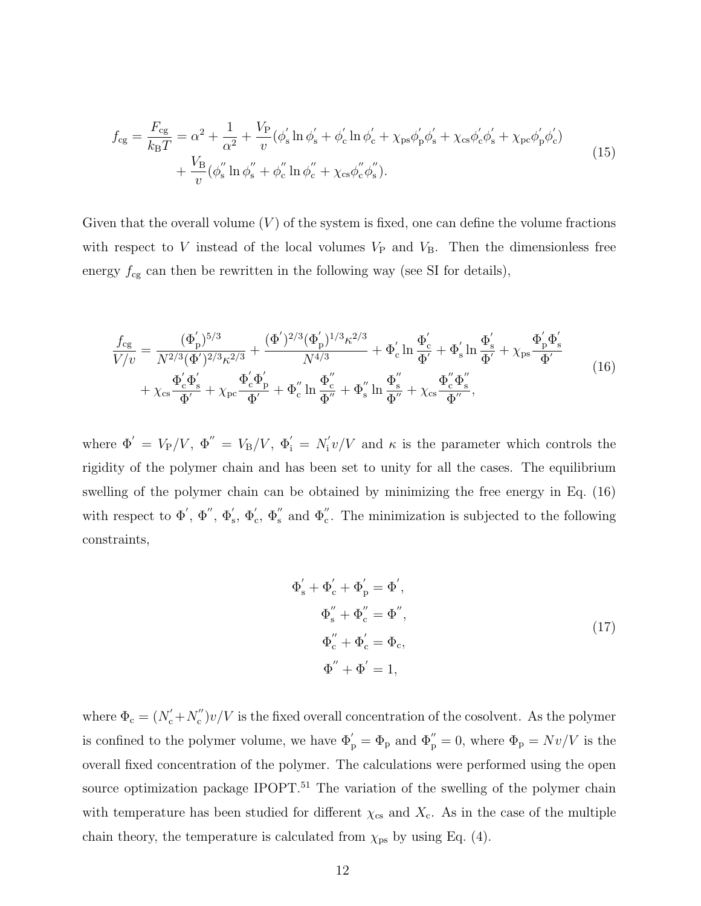$$
f_{\mathrm{cg}} = \frac{F_{\mathrm{cg}}}{k_{\mathrm{B}}T} = \alpha^2 + \frac{1}{\alpha^2} + \frac{V_{\mathrm{P}}}{v}(\phi_{\mathrm{s}}^{'} \ln \phi_{\mathrm{s}}^{'} + \phi_{\mathrm{c}}^{'} \ln \phi_{\mathrm{c}}^{'} + \chi_{\mathrm{ps}}\phi_{\mathrm{p}}^{'}\phi_{\mathrm{s}}^{'} + \chi_{\mathrm{cs}}\phi_{\mathrm{c}}^{'}\phi_{\mathrm{s}}^{'} + \chi_{\mathrm{pc}}\phi_{\mathrm{p}}^{'}\phi_{\mathrm{c}}^{'})
+ \frac{V_{\mathrm{B}}}{v}(\phi_{\mathrm{s}}^{''} \ln \phi_{\mathrm{s}}^{''} + \phi_{\mathrm{c}}^{''} \ln \phi_{\mathrm{c}}^{''} + \chi_{\mathrm{cs}}\phi_{\mathrm{c}}^{''}\phi_{\mathrm{s}}^{''}). \tag{15}
$$

Given that the overall volume ($V$) of the system is fixed, one can define the volume fractions with respect to $V$ instead of the local volumes $V_{\mathrm{P}}$ and $V_{\mathrm{B}}$. Then the dimensionless free energy $f_{\mathrm{cg}}$ can then be rewritten in the following way (see SI for details),

$$
\frac{f_{\mathrm{cg}}}{V/v} = \frac{(\Phi_{\mathrm{p}}^{'})^{5/3}}{N^{2/3}(\Phi^{'})^{2/3}\kappa^{2/3}} + \frac{(\Phi^{'})^{2/3}(\Phi_{\mathrm{p}}^{'})^{1/3}\kappa^{2/3}}{N^{4/3}} + \Phi_{\mathrm{c}}^{'} \ln \frac{\Phi_{\mathrm{c}}^{'}}{\Phi^{'}} + \Phi_{\mathrm{s}}^{'} \ln \frac{\Phi_{\mathrm{s}}^{'}}{\Phi^{'}} + \chi_{\mathrm{ps}}\frac{\Phi_{\mathrm{p}}^{'}\Phi_{\mathrm{s}}^{'}}{\Phi^{'}}
+ \chi_{\mathrm{cs}}\frac{\Phi_{\mathrm{c}}^{'}\Phi_{\mathrm{s}}^{'}}{\Phi^{'}} + \chi_{\mathrm{pc}}\frac{\Phi_{\mathrm{c}}^{'}\Phi_{\mathrm{p}}^{'}}{\Phi^{'}} + \Phi_{\mathrm{c}}^{''} \ln \frac{\Phi_{\mathrm{c}}^{''}}{\Phi^{''}} + \Phi_{\mathrm{s}}^{''} \ln \frac{\Phi_{\mathrm{s}}^{''}}{\Phi^{''}} + \chi_{\mathrm{cs}}\frac{\Phi_{\mathrm{c}}^{''}\Phi_{\mathrm{s}}^{''}}{\Phi^{''}}, \tag{16}
$$

where $\Phi^{'} = V_{\mathrm{P}}/V$, $\Phi^{''} = V_{\mathrm{B}}/V$, $\Phi_{\mathrm{i}}^{'} = N_{\mathrm{i}}^{'}v/V$ and $\kappa$ is the parameter which controls the rigidity of the polymer chain and has been set to unity for all the cases. The equilibrium swelling of the polymer chain can be obtained by minimizing the free energy in Eq. (16) with respect to $\Phi^{'}$, $\Phi^{''}$, $\Phi_{\mathrm{s}}^{'}$, $\Phi_{\mathrm{c}}^{'}$, $\Phi_{\mathrm{s}}^{''}$ and $\Phi_{\mathrm{c}}^{''}$. The minimization is subjected to the following constraints,

$$
\begin{aligned}
\Phi_{\mathrm{s}}^{'} + \Phi_{\mathrm{c}}^{'} + \Phi_{\mathrm{p}}^{'} &= \Phi^{'}, \\
\Phi_{\mathrm{s}}^{''} + \Phi_{\mathrm{c}}^{''} &= \Phi^{''}, \\
\Phi_{\mathrm{c}}^{''} + \Phi_{\mathrm{c}}^{'} &= \Phi_{\mathrm{c}}, \\
\Phi^{''} + \Phi^{'} &= 1,
\end{aligned} \tag{17}
$$

where $\Phi_{\mathrm{c}} = (N_{\mathrm{c}}^{'} + N_{\mathrm{c}}^{''})v/V$ is the fixed overall concentration of the cosolvent. As the polymer is confined to the polymer volume, we have $\Phi_{\mathrm{p}}^{'} = \Phi_{\mathrm{p}}$ and $\Phi_{\mathrm{p}}^{''} = 0$, where $\Phi_{\mathrm{p}} = Nv/V$ is the overall fixed concentration of the polymer. The calculations were performed using the open source optimization package IPOPT.[51] The variation of the swelling of the polymer chain with temperature has been studied for different $\chi_{\mathrm{cs}}$ and $X_{\mathrm{c}}$. As in the case of the multiple chain theory, the temperature is calculated from $\chi_{\mathrm{ps}}$ by using Eq. (4).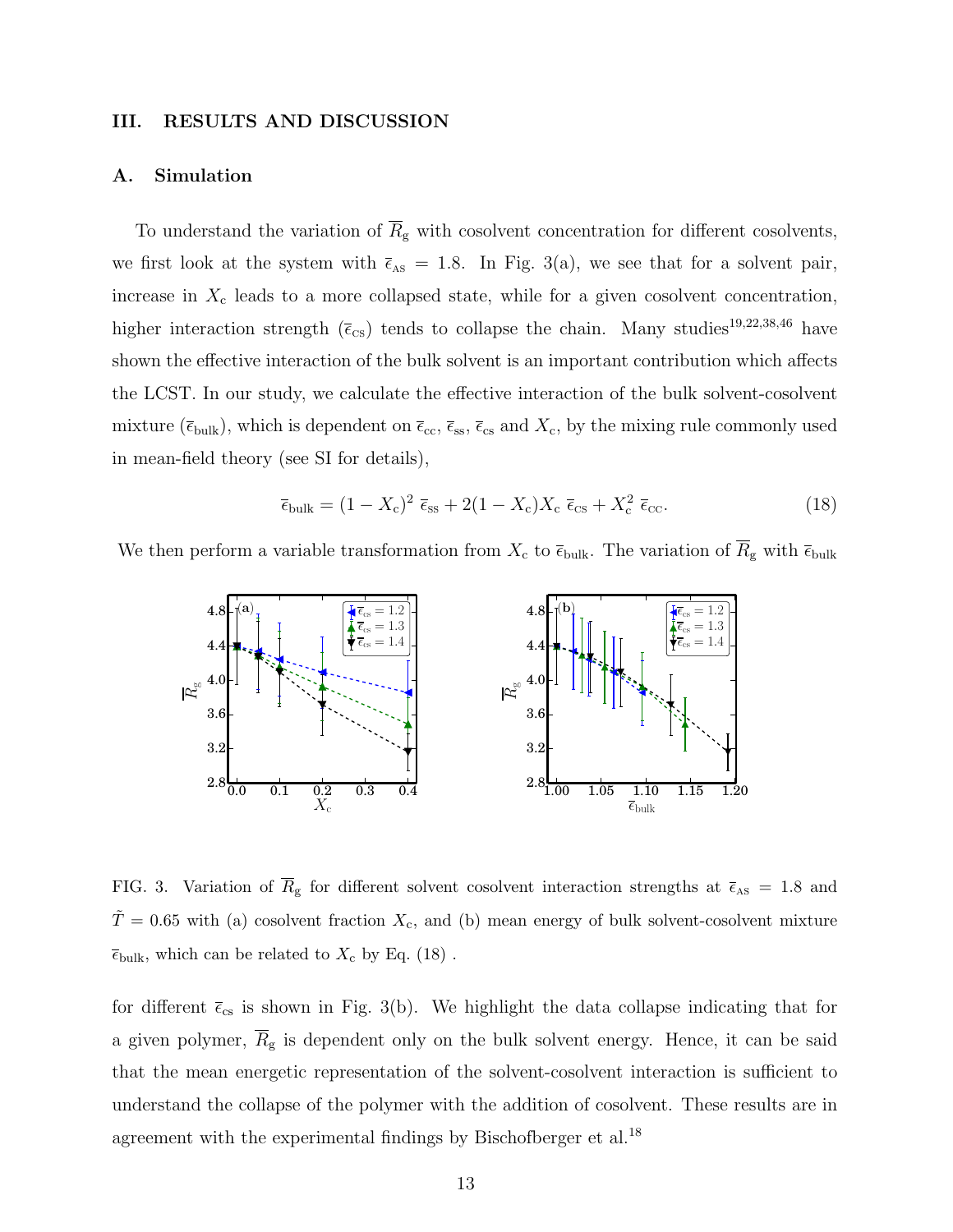## III. RESULTS AND DISCUSSION

### A. Simulation

To understand the variation of $\overline{R}_{\rm g}$ with cosolvent concentration for different cosolvents, we first look at the system with $\bar{\epsilon}_{\rm AS} = 1.8$. In Fig. 3(a), we see that for a solvent pair, increase in $X_{\rm c}$ leads to a more collapsed state, while for a given cosolvent concentration, higher interaction strength ($\bar{\epsilon}_{\rm cs}$) tends to collapse the chain. Many studies[19,22,38,46] have shown the effective interaction of the bulk solvent is an important contribution which affects the LCST. In our study, we calculate the effective interaction of the bulk solvent-cosolvent mixture ($\bar{\epsilon}_{\rm bulk}$), which is dependent on $\bar{\epsilon}_{\rm cc}$, $\bar{\epsilon}_{\rm ss}$, $\bar{\epsilon}_{\rm cs}$ and $X_{\rm c}$, by the mixing rule commonly used in mean-field theory (see SI for details),

$$\bar{\epsilon}_{\rm bulk} = (1 - X_{\rm c})^2 \ \bar{\epsilon}_{\rm ss} + 2(1 - X_{\rm c})X_{\rm c} \ \bar{\epsilon}_{\rm cs} + X_{\rm c}^2 \ \bar{\epsilon}_{\rm cc}. \tag{18}$$

We then perform a variable transformation from $X_{\rm c}$ to $\bar{\epsilon}_{\rm bulk}$. The variation of $\overline{R}_{\rm g}$ with $\bar{\epsilon}_{\rm bulk}$ for different $\bar{\epsilon}_{\rm cs}$ is shown in Fig. 3(b). We highlight the data collapse indicating that for a given polymer, $\overline{R}_{\rm g}$ is dependent only on the bulk solvent energy. Hence, it can be said that the mean energetic representation of the solvent-cosolvent interaction is sufficient to understand the collapse of the polymer with the addition of cosolvent. These results are in agreement with the experimental findings by Bischofberger et al.[18]

FIG. 3. Variation of $\overline{R}_{\rm g}$ for different solvent cosolvent interaction strengths at $\bar{\epsilon}_{\rm AS} = 1.8$ and $\tilde{T} = 0.65$ with (a) cosolvent fraction $X_{\rm c}$, and (b) mean energy of bulk solvent-cosolvent mixture $\bar{\epsilon}_{\rm bulk}$, which can be related to $X_{\rm c}$ by Eq. (18) .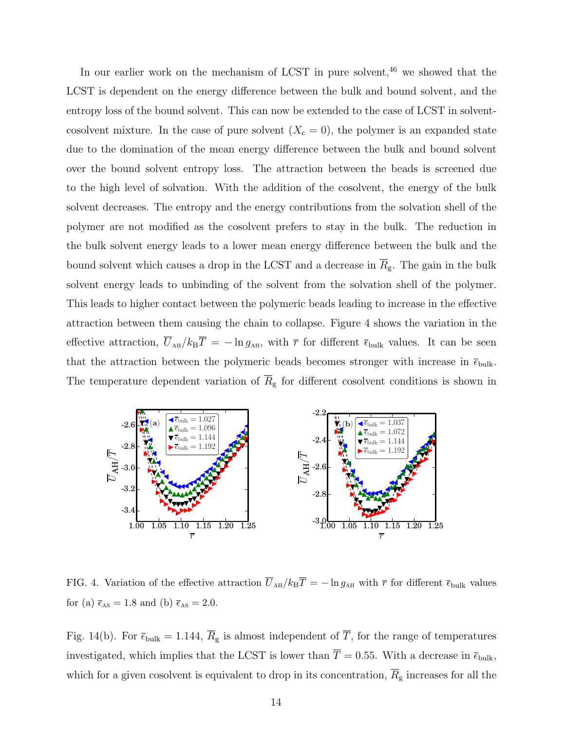In our earlier work on the mechanism of LCST in pure solvent,[46] we showed that the LCST is dependent on the energy difference between the bulk and bound solvent, and the entropy loss of the bound solvent. This can now be extended to the case of LCST in solvent-cosolvent mixture. In the case of pure solvent ($X_{\rm c} = 0$), the polymer is an expanded state due to the domination of the mean energy difference between the bulk and bound solvent over the bound solvent entropy loss. The attraction between the beads is screened due to the high level of solvation. With the addition of the cosolvent, the energy of the bulk solvent decreases. The entropy and the energy contributions from the solvation shell of the polymer are not modified as the cosolvent prefers to stay in the bulk. The reduction in the bulk solvent energy leads to a lower mean energy difference between the bulk and the bound solvent which causes a drop in the LCST and a decrease in $\overline{R}_{\rm g}$. The gain in the bulk solvent energy leads to unbinding of the solvent from the solvation shell of the polymer. This leads to higher contact between the polymeric beads leading to increase in the effective attraction between them causing the chain to collapse. Figure 4 shows the variation in the effective attraction, $\overline{U}_{\rm AH}/k_{\rm B}\overline{T} = -\ln g_{\rm AH}$, with $\overline{r}$ for different $\overline{\epsilon}_{\rm bulk}$ values. It can be seen that the attraction between the polymeric beads becomes stronger with increase in $\overline{\epsilon}_{\rm bulk}$. The temperature dependent variation of $\overline{R}_{\rm g}$ for different cosolvent conditions is shown in

FIG. 4. Variation of the effective attraction $\overline{U}_{\rm AH}/k_{\rm B}\overline{T} = -\ln g_{\rm AH}$ with $\overline{r}$ for different $\overline{\epsilon}_{\rm bulk}$ values for (a) $\overline{\epsilon}_{\rm AS} = 1.8$ and (b) $\overline{\epsilon}_{\rm AS} = 2.0$.

Fig. 14(b). For $\overline{\epsilon}_{\rm bulk} = 1.144$, $\overline{R}_{\rm g}$ is almost independent of $\overline{T}$, for the range of temperatures investigated, which implies that the LCST is lower than $\overline{T} = 0.55$. With a decrease in $\overline{\epsilon}_{\rm bulk}$, which for a given cosolvent is equivalent to drop in its concentration, $\overline{R}_{\rm g}$ increases for all the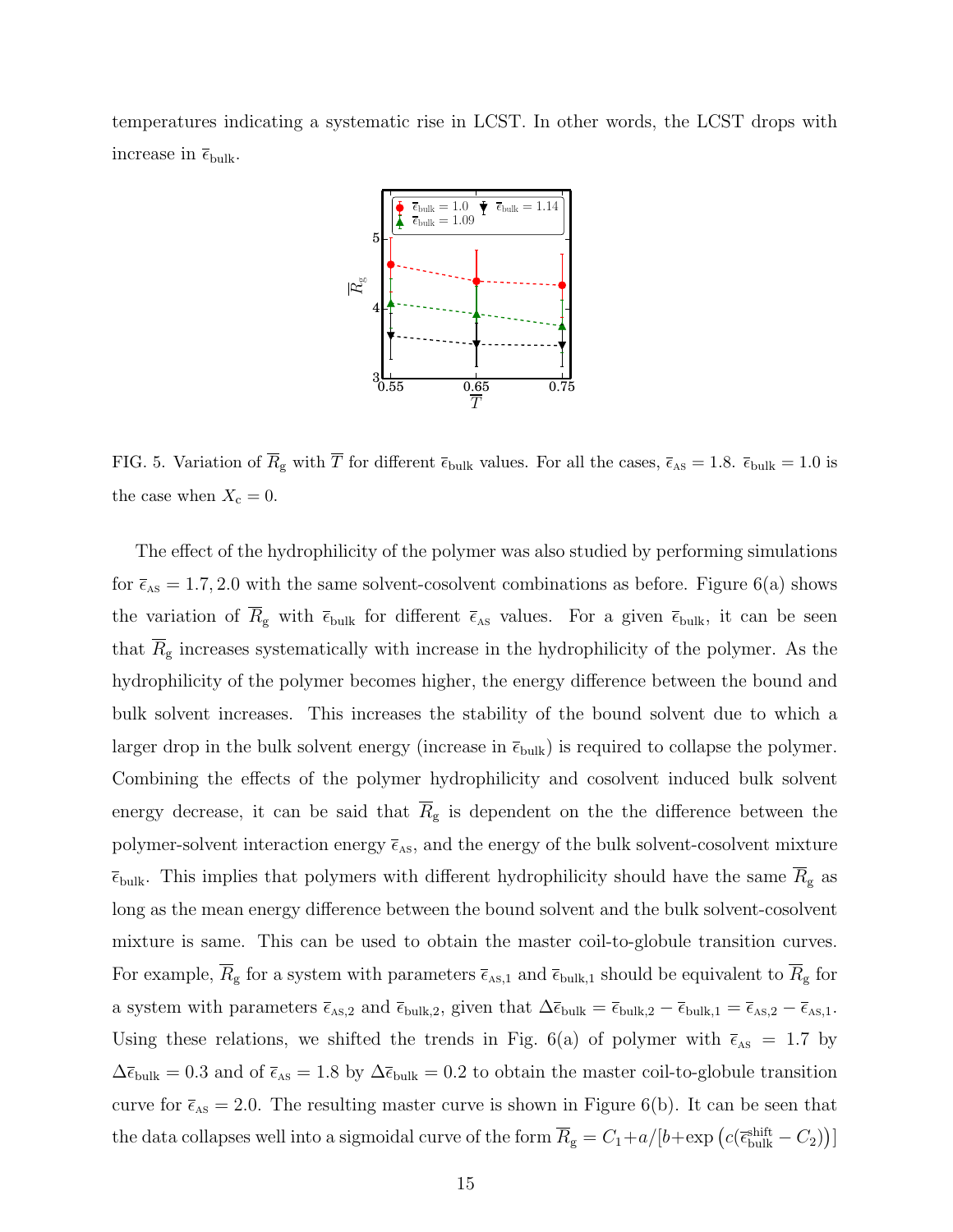temperatures indicating a systematic rise in LCST. In other words, the LCST drops with increase in $\bar{\epsilon}_{\text{bulk}}$.

FIG. 5. Variation of $\overline{R}_{\text{g}}$ with $\overline{T}$ for different $\bar{\epsilon}_{\text{bulk}}$ values. For all the cases, $\bar{\epsilon}_{\text{AS}} = 1.8$. $\bar{\epsilon}_{\text{bulk}} = 1.0$ is the case when $X_{\text{c}} = 0$.

The effect of the hydrophilicity of the polymer was also studied by performing simulations for $\bar{\epsilon}_{\text{AS}} = 1.7, 2.0$ with the same solvent-cosolvent combinations as before. Figure 6(a) shows the variation of $\overline{R}_{\text{g}}$ with $\bar{\epsilon}_{\text{bulk}}$ for different $\bar{\epsilon}_{\text{AS}}$ values. For a given $\bar{\epsilon}_{\text{bulk}}$, it can be seen that $\overline{R}_{\text{g}}$ increases systematically with increase in the hydrophilicity of the polymer. As the hydrophilicity of the polymer becomes higher, the energy difference between the bound and bulk solvent increases. This increases the stability of the bound solvent due to which a larger drop in the bulk solvent energy (increase in $\bar{\epsilon}_{\text{bulk}}$) is required to collapse the polymer. Combining the effects of the polymer hydrophilicity and cosolvent induced bulk solvent energy decrease, it can be said that $\overline{R}_{\text{g}}$ is dependent on the the difference between the polymer-solvent interaction energy $\bar{\epsilon}_{\text{AS}}$, and the energy of the bulk solvent-cosolvent mixture $\bar{\epsilon}_{\text{bulk}}$. This implies that polymers with different hydrophilicity should have the same $\overline{R}_{\text{g}}$ as long as the mean energy difference between the bound solvent and the bulk solvent-cosolvent mixture is same. This can be used to obtain the master coil-to-globule transition curves. For example, $\overline{R}_{\text{g}}$ for a system with parameters $\bar{\epsilon}_{\text{AS},1}$ and $\bar{\epsilon}_{\text{bulk},1}$ should be equivalent to $\overline{R}_{\text{g}}$ for a system with parameters $\bar{\epsilon}_{\text{AS},2}$ and $\bar{\epsilon}_{\text{bulk},2}$, given that $\Delta\bar{\epsilon}_{\text{bulk}} = \bar{\epsilon}_{\text{bulk},2} - \bar{\epsilon}_{\text{bulk},1} = \bar{\epsilon}_{\text{AS},2} - \bar{\epsilon}_{\text{AS},1}$. Using these relations, we shifted the trends in Fig. 6(a) of polymer with $\bar{\epsilon}_{\text{AS}} = 1.7$ by $\Delta\bar{\epsilon}_{\text{bulk}} = 0.3$ and of $\bar{\epsilon}_{\text{AS}} = 1.8$ by $\Delta\bar{\epsilon}_{\text{bulk}} = 0.2$ to obtain the master coil-to-globule transition curve for $\bar{\epsilon}_{\text{AS}} = 2.0$. The resulting master curve is shown in Figure 6(b). It can be seen that the data collapses well into a sigmoidal curve of the form $\overline{R}_{\text{g}} = C_1 + a/[b + \exp\left(c(\bar{\epsilon}^{\text{shift}}_{\text{bulk}} - C_2)\right)]$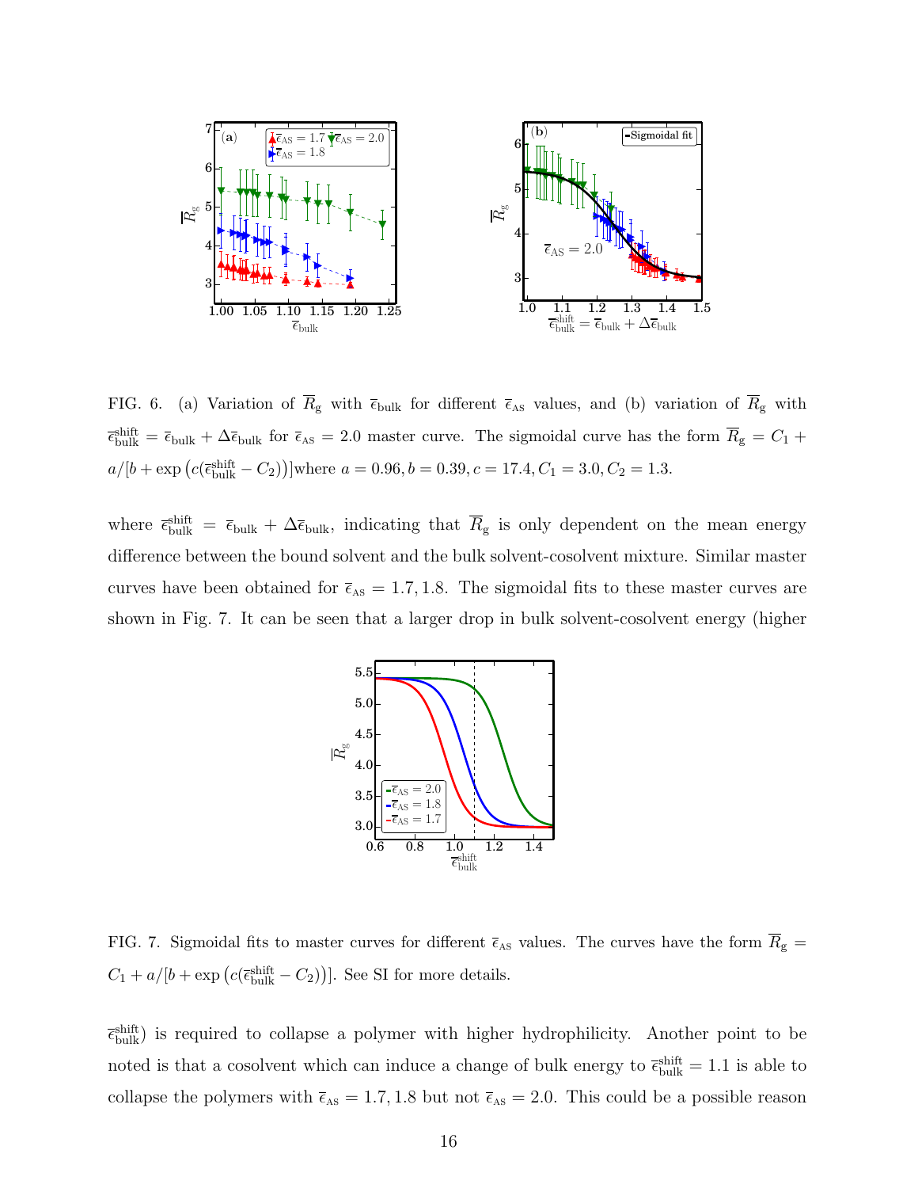FIG. 6. (a) Variation of $\overline{R}_{\rm g}$ with $\overline{\epsilon}_{\rm bulk}$ for different $\overline{\epsilon}_{\rm AS}$ values, and (b) variation of $\overline{R}_{\rm g}$ with $\overline{\epsilon}^{\rm shift}_{\rm bulk} = \overline{\epsilon}_{\rm bulk} + \Delta\overline{\epsilon}_{\rm bulk}$ for $\overline{\epsilon}_{\rm AS} = 2.0$ master curve. The sigmoidal curve has the form $\overline{R}_{\rm g} = C_1 + a/[b + \exp\left(c(\overline{\epsilon}^{\rm shift}_{\rm bulk} - C_2)\right)]$where $a = 0.96, b = 0.39, c = 17.4, C_1 = 3.0, C_2 = 1.3$.

where $\overline{\epsilon}^{\rm shift}_{\rm bulk} = \overline{\epsilon}_{\rm bulk} + \Delta\overline{\epsilon}_{\rm bulk}$, indicating that $\overline{R}_{\rm g}$ is only dependent on the mean energy difference between the bound solvent and the bulk solvent-cosolvent mixture. Similar master curves have been obtained for $\overline{\epsilon}_{\rm AS} = 1.7, 1.8$. The sigmoidal fits to these master curves are shown in Fig. 7. It can be seen that a larger drop in bulk solvent-cosolvent energy (higher

FIG. 7. Sigmoidal fits to master curves for different $\overline{\epsilon}_{\rm AS}$ values. The curves have the form $\overline{R}_{\rm g} = C_1 + a/[b + \exp\left(c(\overline{\epsilon}^{\rm shift}_{\rm bulk} - C_2)\right)]$. See SI for more details.

$\overline{\epsilon}^{\rm shift}_{\rm bulk}$) is required to collapse a polymer with higher hydrophilicity. Another point to be noted is that a cosolvent which can induce a change of bulk energy to $\overline{\epsilon}^{\rm shift}_{\rm bulk} = 1.1$ is able to collapse the polymers with $\overline{\epsilon}_{\rm AS} = 1.7, 1.8$ but not $\overline{\epsilon}_{\rm AS} = 2.0$. This could be a possible reason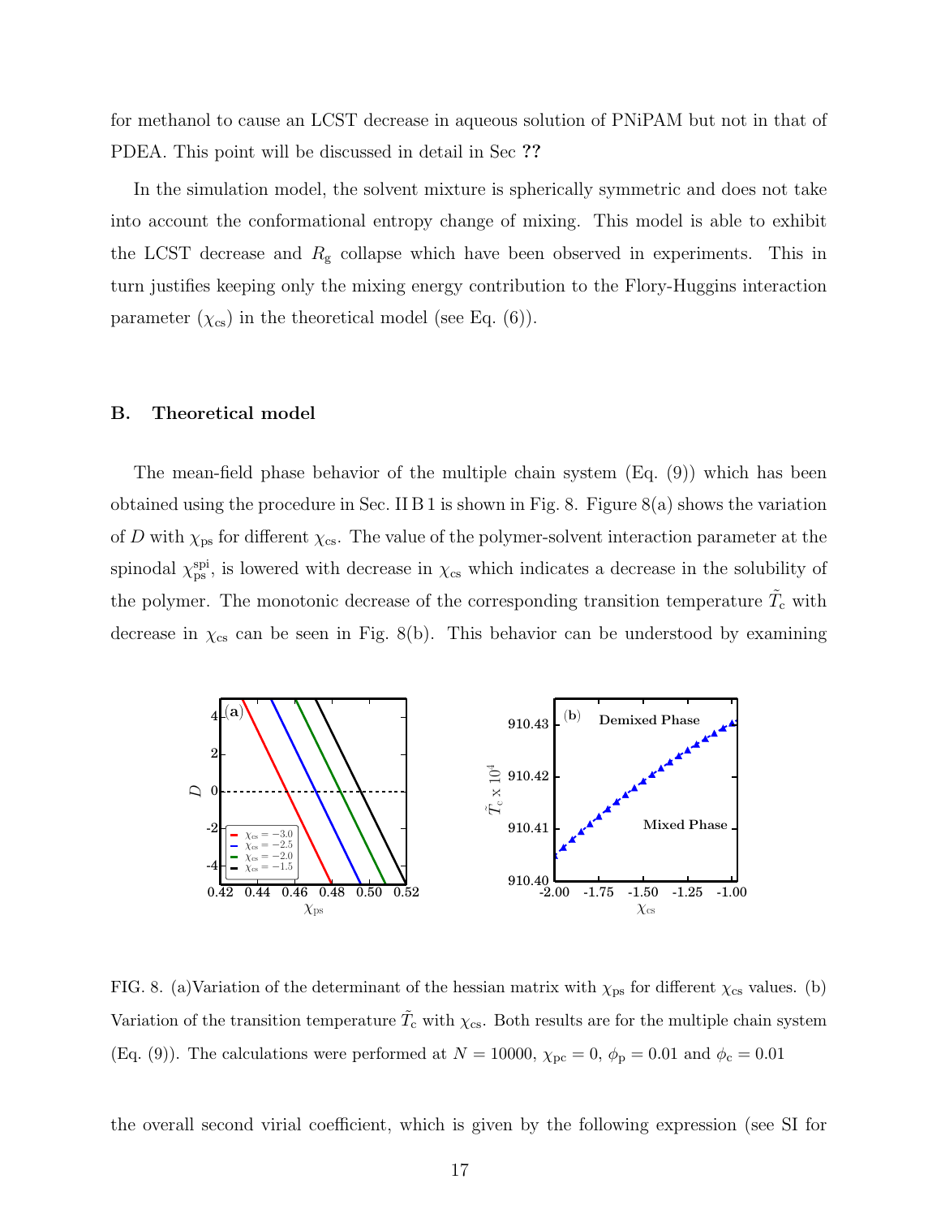for methanol to cause an LCST decrease in aqueous solution of PNiPAM but not in that of PDEA. This point will be discussed in detail in Sec **??**

In the simulation model, the solvent mixture is spherically symmetric and does not take into account the conformational entropy change of mixing. This model is able to exhibit the LCST decrease and $R_{\mathrm{g}}$ collapse which have been observed in experiments. This in turn justifies keeping only the mixing energy contribution to the Flory-Huggins interaction parameter ($\chi_{\mathrm{cs}}$) in the theoretical model (see Eq. (6)).

## B. Theoretical model

The mean-field phase behavior of the multiple chain system (Eq. (9)) which has been obtained using the procedure in Sec. II B 1 is shown in Fig. 8. Figure 8(a) shows the variation of $D$ with $\chi_{\mathrm{ps}}$ for different $\chi_{\mathrm{cs}}$. The value of the polymer-solvent interaction parameter at the spinodal $\chi_{\mathrm{ps}}^{\mathrm{spi}}$, is lowered with decrease in $\chi_{\mathrm{cs}}$ which indicates a decrease in the solubility of the polymer. The monotonic decrease of the corresponding transition temperature $\tilde{T}_{\mathrm{c}}$ with decrease in $\chi_{\mathrm{cs}}$ can be seen in Fig. 8(b). This behavior can be understood by examining

FIG. 8. (a)Variation of the determinant of the hessian matrix with $\chi_{\mathrm{ps}}$ for different $\chi_{\mathrm{cs}}$ values. (b) Variation of the transition temperature $\tilde{T}_{\mathrm{c}}$ with $\chi_{\mathrm{cs}}$. Both results are for the multiple chain system (Eq. (9)). The calculations were performed at $N = 10000$, $\chi_{\mathrm{pc}} = 0$, $\phi_{\mathrm{p}} = 0.01$ and $\phi_{\mathrm{c}} = 0.01$

the overall second virial coefficient, which is given by the following expression (see SI for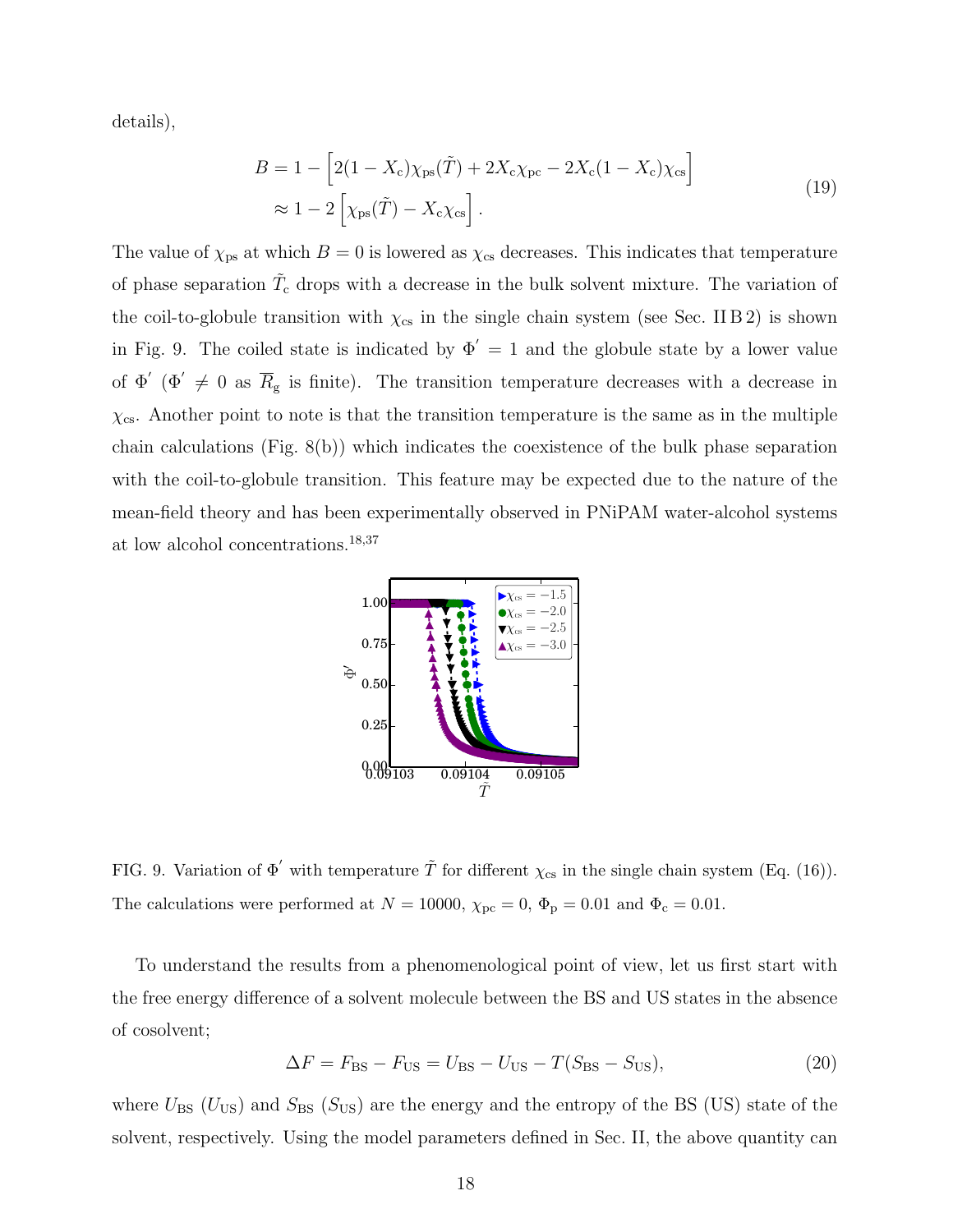details),

$$
\begin{aligned}
B &= 1 - \left[2(1 - X_{\mathrm{c}})\chi_{\mathrm{ps}}(\tilde{T}) + 2X_{\mathrm{c}}\chi_{\mathrm{pc}} - 2X_{\mathrm{c}}(1 - X_{\mathrm{c}})\chi_{\mathrm{cs}}\right] \\
&\approx 1 - 2\left[\chi_{\mathrm{ps}}(\tilde{T}) - X_{\mathrm{c}}\chi_{\mathrm{cs}}\right].
\end{aligned}
\tag{19}
$$

The value of $\chi_{\mathrm{ps}}$ at which $B = 0$ is lowered as $\chi_{\mathrm{cs}}$ decreases. This indicates that temperature of phase separation $\tilde{T}_{\mathrm{c}}$ drops with a decrease in the bulk solvent mixture. The variation of the coil-to-globule transition with $\chi_{\mathrm{cs}}$ in the single chain system (see Sec. II B 2) is shown in Fig. 9. The coiled state is indicated by $\Phi^{'} = 1$ and the globule state by a lower value of $\Phi^{'}$ ($\Phi^{'} \neq 0$ as $\overline{R}_{\mathrm{g}}$ is finite). The transition temperature decreases with a decrease in $\chi_{\mathrm{cs}}$. Another point to note is that the transition temperature is the same as in the multiple chain calculations (Fig. 8(b)) which indicates the coexistence of the bulk phase separation with the coil-to-globule transition. This feature may be expected due to the nature of the mean-field theory and has been experimentally observed in PNiPAM water-alcohol systems at low alcohol concentrations.[18,37]

FIG. 9. Variation of $\Phi^{'}$ with temperature $\tilde{T}$ for different $\chi_{\mathrm{cs}}$ in the single chain system (Eq. (16)). The calculations were performed at $N = 10000$, $\chi_{\mathrm{pc}} = 0$, $\Phi_{\mathrm{p}} = 0.01$ and $\Phi_{\mathrm{c}} = 0.01$.

To understand the results from a phenomenological point of view, let us first start with the free energy difference of a solvent molecule between the BS and US states in the absence of cosolvent;

$$
\Delta F = F_{\mathrm{BS}} - F_{\mathrm{US}} = U_{\mathrm{BS}} - U_{\mathrm{US}} - T(S_{\mathrm{BS}} - S_{\mathrm{US}}),
\tag{20}
$$

where $U_{\mathrm{BS}}$ ($U_{\mathrm{US}}$) and $S_{\mathrm{BS}}$ ($S_{\mathrm{US}}$) are the energy and the entropy of the BS (US) state of the solvent, respectively. Using the model parameters defined in Sec. II, the above quantity can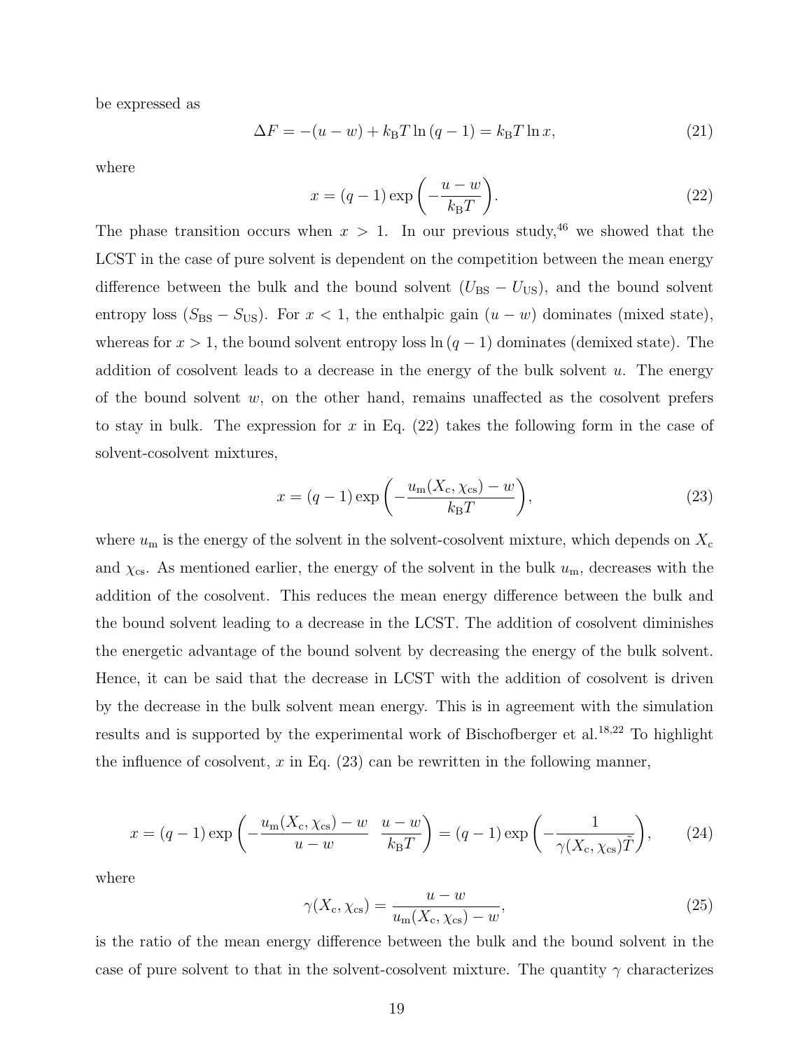be expressed as

$$\Delta F = -(u - w) + k_{\mathrm{B}}T \ln (q - 1) = k_{\mathrm{B}}T \ln x, \tag{21}$$

where

$$x = (q - 1) \exp\left(-\frac{u - w}{k_{\mathrm{B}}T}\right). \tag{22}$$

The phase transition occurs when $x > 1$. In our previous study,[46] we showed that the LCST in the case of pure solvent is dependent on the competition between the mean energy difference between the bulk and the bound solvent ($U_{\mathrm{BS}} - U_{\mathrm{US}}$), and the bound solvent entropy loss ($S_{\mathrm{BS}} - S_{\mathrm{US}}$). For $x < 1$, the enthalpic gain $(u - w)$ dominates (mixed state), whereas for $x > 1$, the bound solvent entropy loss $\ln (q - 1)$ dominates (demixed state). The addition of cosolvent leads to a decrease in the energy of the bulk solvent $u$. The energy of the bound solvent $w$, on the other hand, remains unaffected as the cosolvent prefers to stay in bulk. The expression for $x$ in Eq. (22) takes the following form in the case of solvent-cosolvent mixtures,

$$x = (q - 1) \exp\left(-\frac{u_{\mathrm{m}}(X_{\mathrm{c}}, \chi_{\mathrm{cs}}) - w}{k_{\mathrm{B}}T}\right), \tag{23}$$

where $u_{\mathrm{m}}$ is the energy of the solvent in the solvent-cosolvent mixture, which depends on $X_{\mathrm{c}}$ and $\chi_{\mathrm{cs}}$. As mentioned earlier, the energy of the solvent in the bulk $u_{\mathrm{m}}$, decreases with the addition of the cosolvent. This reduces the mean energy difference between the bulk and the bound solvent leading to a decrease in the LCST. The addition of cosolvent diminishes the energetic advantage of the bound solvent by decreasing the energy of the bulk solvent. Hence, it can be said that the decrease in LCST with the addition of cosolvent is driven by the decrease in the bulk solvent mean energy. This is in agreement with the simulation results and is supported by the experimental work of Bischofberger et al.[18,22] To highlight the influence of cosolvent, $x$ in Eq. (23) can be rewritten in the following manner,

$$x = (q - 1) \exp\left(-\frac{u_{\mathrm{m}}(X_{\mathrm{c}}, \chi_{\mathrm{cs}}) - w}{u - w} \; \frac{u - w}{k_{\mathrm{B}}T}\right) = (q - 1) \exp\left(-\frac{1}{\gamma(X_{\mathrm{c}}, \chi_{\mathrm{cs}})\tilde{T}}\right), \tag{24}$$

where

$$\gamma(X_{\mathrm{c}}, \chi_{\mathrm{cs}}) = \frac{u - w}{u_{\mathrm{m}}(X_{\mathrm{c}}, \chi_{\mathrm{cs}}) - w}, \tag{25}$$

is the ratio of the mean energy difference between the bulk and the bound solvent in the case of pure solvent to that in the solvent-cosolvent mixture. The quantity $\gamma$ characterizes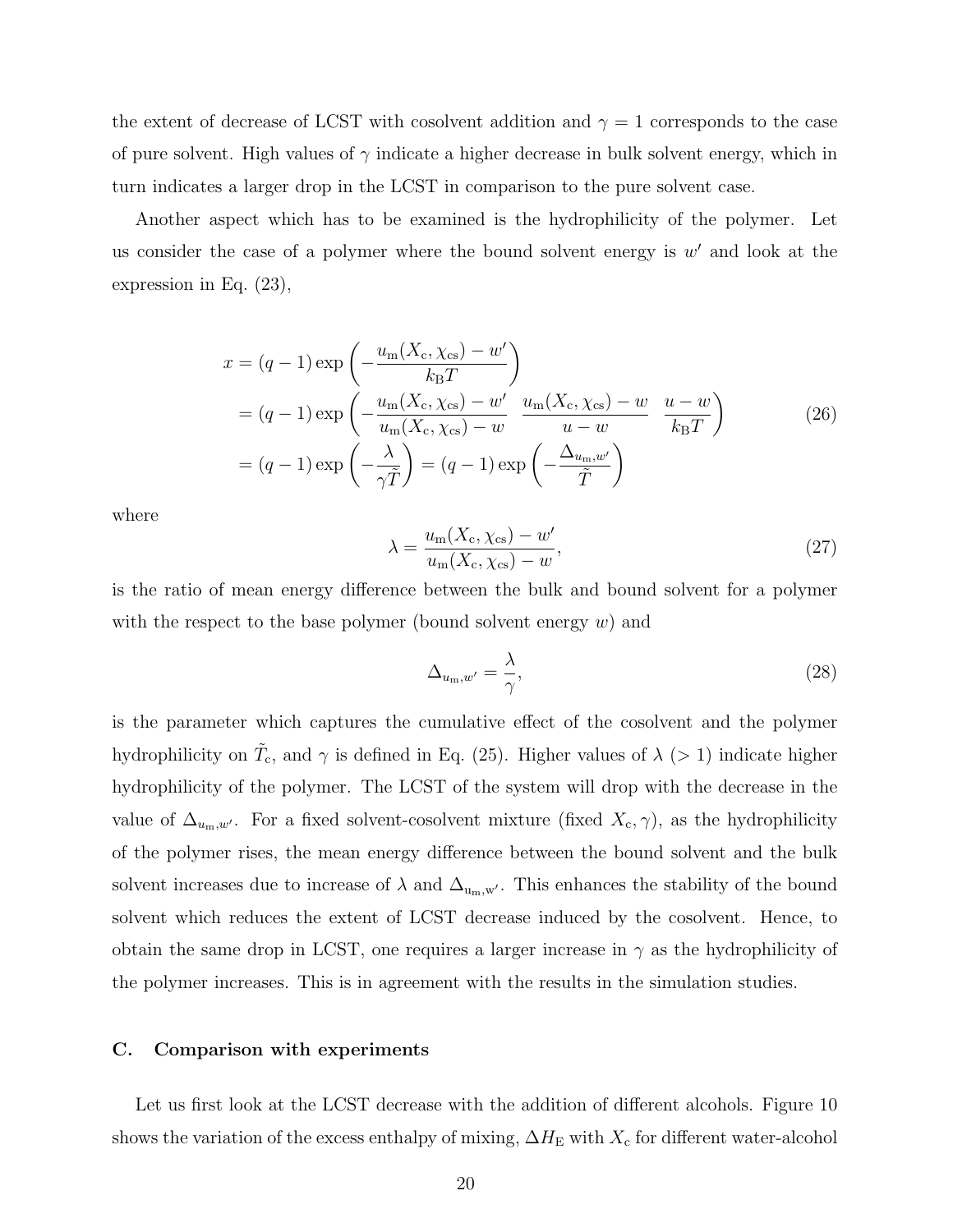the extent of decrease of LCST with cosolvent addition and $\gamma = 1$ corresponds to the case of pure solvent. High values of $\gamma$ indicate a higher decrease in bulk solvent energy, which in turn indicates a larger drop in the LCST in comparison to the pure solvent case.

Another aspect which has to be examined is the hydrophilicity of the polymer. Let us consider the case of a polymer where the bound solvent energy is $w'$ and look at the expression in Eq. (23),

$$
\begin{aligned}
x &= (q-1)\exp\left(-\frac{u_{\mathrm{m}}(X_{\mathrm{c}}, \chi_{\mathrm{cs}}) - w'}{k_{\mathrm{B}}T}\right) \\
&= (q-1)\exp\left(-\frac{u_{\mathrm{m}}(X_{\mathrm{c}}, \chi_{\mathrm{cs}}) - w'}{u_{\mathrm{m}}(X_{\mathrm{c}}, \chi_{\mathrm{cs}}) - w}\;\frac{u_{\mathrm{m}}(X_{\mathrm{c}}, \chi_{\mathrm{cs}}) - w}{u - w}\;\frac{u - w}{k_{\mathrm{B}}T}\right) \\
&= (q-1)\exp\left(-\frac{\lambda}{\gamma\tilde{T}}\right) = (q-1)\exp\left(-\frac{\Delta_{u_{\mathrm{m}},w'}}{\tilde{T}}\right)
\end{aligned}
\tag{26}
$$

where

$$
\lambda = \frac{u_{\mathrm{m}}(X_{\mathrm{c}}, \chi_{\mathrm{cs}}) - w'}{u_{\mathrm{m}}(X_{\mathrm{c}}, \chi_{\mathrm{cs}}) - w}, \tag{27}
$$

is the ratio of mean energy difference between the bulk and bound solvent for a polymer with the respect to the base polymer (bound solvent energy $w$) and

$$
\Delta_{u_{\mathrm{m}},w'} = \frac{\lambda}{\gamma}, \tag{28}
$$

is the parameter which captures the cumulative effect of the cosolvent and the polymer hydrophilicity on $\tilde{T}_{\mathrm{c}}$, and $\gamma$ is defined in Eq. (25). Higher values of $\lambda$ ($> 1$) indicate higher hydrophilicity of the polymer. The LCST of the system will drop with the decrease in the value of $\Delta_{u_{\mathrm{m}},w'}$. For a fixed solvent-cosolvent mixture (fixed $X_{\mathrm{c}}, \gamma$), as the hydrophilicity of the polymer rises, the mean energy difference between the bound solvent and the bulk solvent increases due to increase of $\lambda$ and $\Delta_{\mathrm{u_m,w'}}$. This enhances the stability of the bound solvent which reduces the extent of LCST decrease induced by the cosolvent. Hence, to obtain the same drop in LCST, one requires a larger increase in $\gamma$ as the hydrophilicity of the polymer increases. This is in agreement with the results in the simulation studies.

### C. Comparison with experiments

Let us first look at the LCST decrease with the addition of different alcohols. Figure 10 shows the variation of the excess enthalpy of mixing, $\Delta H_{\mathrm{E}}$ with $X_{\mathrm{c}}$ for different water-alcohol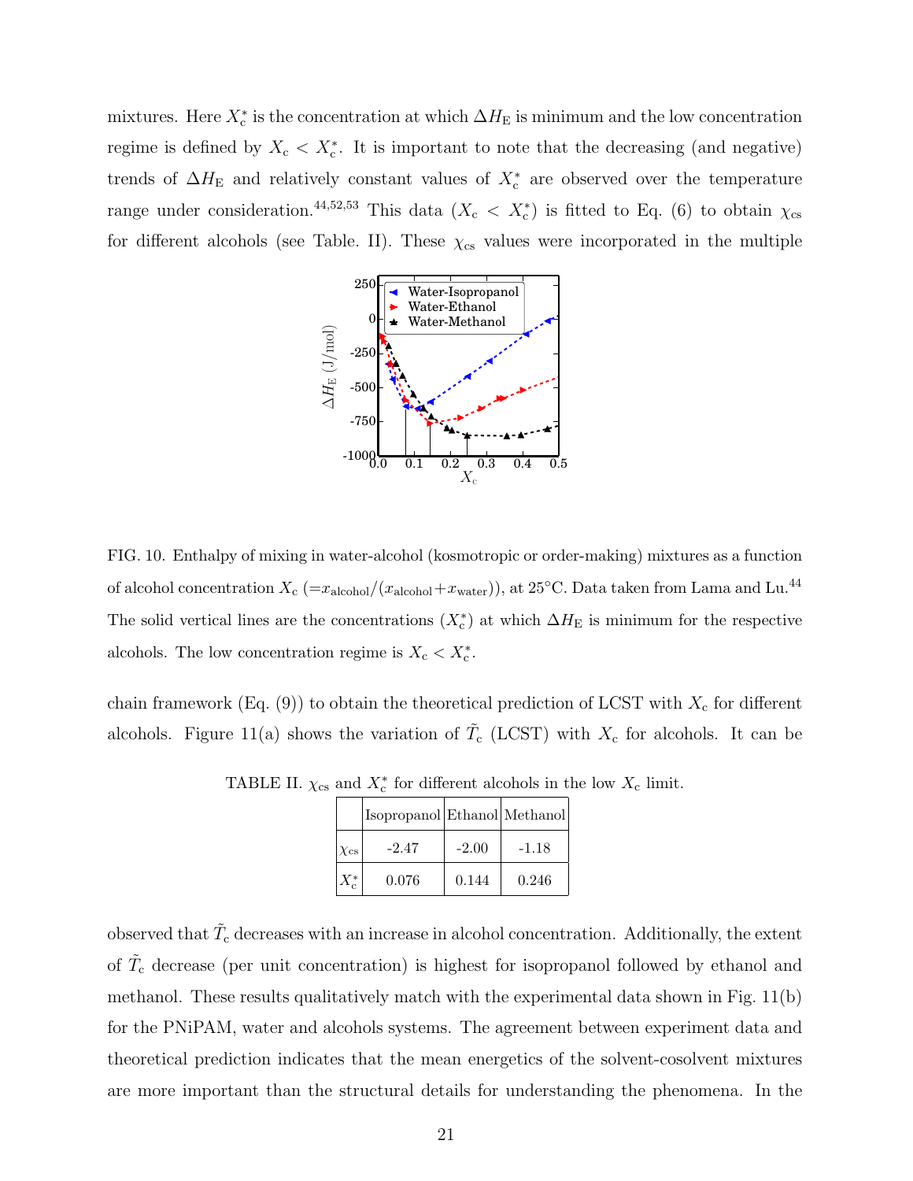mixtures. Here $X_c^*$ is the concentration at which $\Delta H_E$ is minimum and the low concentration regime is defined by $X_c < X_c^*$. It is important to note that the decreasing (and negative) trends of $\Delta H_E$ and relatively constant values of $X_c^*$ are observed over the temperature range under consideration.[44,52,53] This data ($X_c < X_c^*$) is fitted to Eq. (6) to obtain $\chi_{cs}$ for different alcohols (see Table. II). These $\chi_{cs}$ values were incorporated in the multiple

FIG. 10. Enthalpy of mixing in water-alcohol (kosmotropic or order-making) mixtures as a function of alcohol concentration $X_c$ ($=x_{\text{alcohol}}/(x_{\text{alcohol}}+x_{\text{water}})$), at 25°C. Data taken from Lama and Lu.[44] The solid vertical lines are the concentrations ($X_c^*$) at which $\Delta H_E$ is minimum for the respective alcohols. The low concentration regime is $X_c < X_c^*$.

chain framework (Eq. (9)) to obtain the theoretical prediction of LCST with $X_c$ for different alcohols. Figure 11(a) shows the variation of $\tilde{T}_c$ (LCST) with $X_c$ for alcohols. It can be

TABLE II. $\chi_{cs}$ and $X_c^*$ for different alcohols in the low $X_c$ limit.

| | Isopropanol | Ethanol | Methanol |
|---|---|---|---|
| $\chi_{cs}$ | -2.47 | -2.00 | -1.18 |
| $X_c^*$ | 0.076 | 0.144 | 0.246 |

observed that $\tilde{T}_c$ decreases with an increase in alcohol concentration. Additionally, the extent of $\tilde{T}_c$ decrease (per unit concentration) is highest for isopropanol followed by ethanol and methanol. These results qualitatively match with the experimental data shown in Fig. 11(b) for the PNiPAM, water and alcohols systems. The agreement between experiment data and theoretical prediction indicates that the mean energetics of the solvent-cosolvent mixtures are more important than the structural details for understanding the phenomena. In the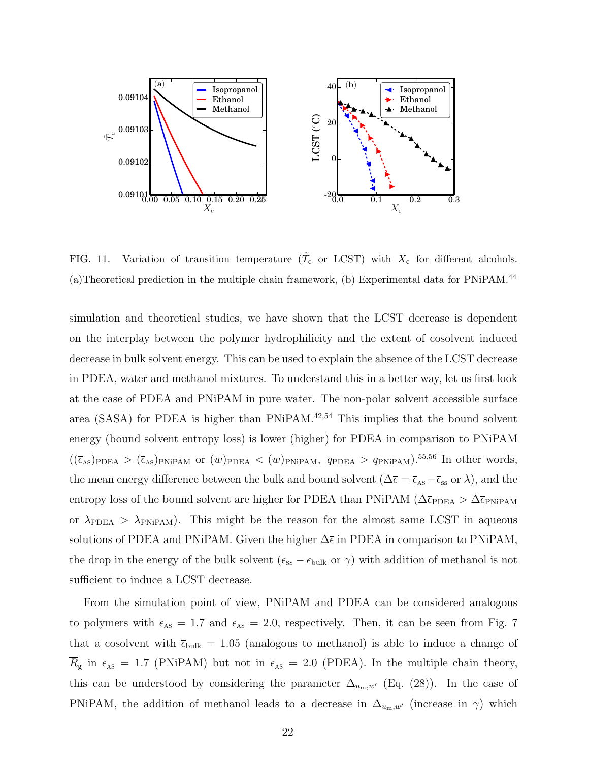FIG. 11. Variation of transition temperature ($\tilde{T}_{\rm c}$ or LCST) with $X_{\rm c}$ for different alcohols. (a)Theoretical prediction in the multiple chain framework, (b) Experimental data for PNiPAM.[44]

simulation and theoretical studies, we have shown that the LCST decrease is dependent on the interplay between the polymer hydrophilicity and the extent of cosolvent induced decrease in bulk solvent energy. This can be used to explain the absence of the LCST decrease in PDEA, water and methanol mixtures. To understand this in a better way, let us first look at the case of PDEA and PNiPAM in pure water. The non-polar solvent accessible surface area (SASA) for PDEA is higher than PNiPAM.[42,54] This implies that the bound solvent energy (bound solvent entropy loss) is lower (higher) for PDEA in comparison to PNiPAM ($(\bar{\epsilon}_{\rm AS})_{\rm PDEA} > (\bar{\epsilon}_{\rm AS})_{\rm PNiPAM}$ or $(w)_{\rm PDEA} < (w)_{\rm PNiPAM},\ q_{\rm PDEA} > q_{\rm PNiPAM}$).[55,56] In other words, the mean energy difference between the bulk and bound solvent ($\Delta\bar{\epsilon} = \bar{\epsilon}_{\rm AS} - \bar{\epsilon}_{\rm ss}$ or $\lambda$), and the entropy loss of the bound solvent are higher for PDEA than PNiPAM ($\Delta\bar{\epsilon}_{\rm PDEA} > \Delta\bar{\epsilon}_{\rm PNiPAM}$ or $\lambda_{\rm PDEA} > \lambda_{\rm PNiPAM}$). This might be the reason for the almost same LCST in aqueous solutions of PDEA and PNiPAM. Given the higher $\Delta\bar{\epsilon}$ in PDEA in comparison to PNiPAM, the drop in the energy of the bulk solvent ($\bar{\epsilon}_{\rm ss} - \bar{\epsilon}_{\rm bulk}$ or $\gamma$) with addition of methanol is not sufficient to induce a LCST decrease.

From the simulation point of view, PNiPAM and PDEA can be considered analogous to polymers with $\bar{\epsilon}_{\rm AS} = 1.7$ and $\bar{\epsilon}_{\rm AS} = 2.0$, respectively. Then, it can be seen from Fig. 7 that a cosolvent with $\bar{\epsilon}_{\rm bulk} = 1.05$ (analogous to methanol) is able to induce a change of $\overline{R}_{\rm g}$ in $\bar{\epsilon}_{\rm AS} = 1.7$ (PNiPAM) but not in $\bar{\epsilon}_{\rm AS} = 2.0$ (PDEA). In the multiple chain theory, this can be understood by considering the parameter $\Delta_{u_{\rm m},w'}$ (Eq. (28)). In the case of PNiPAM, the addition of methanol leads to a decrease in $\Delta_{u_{\rm m},w'}$ (increase in $\gamma$) which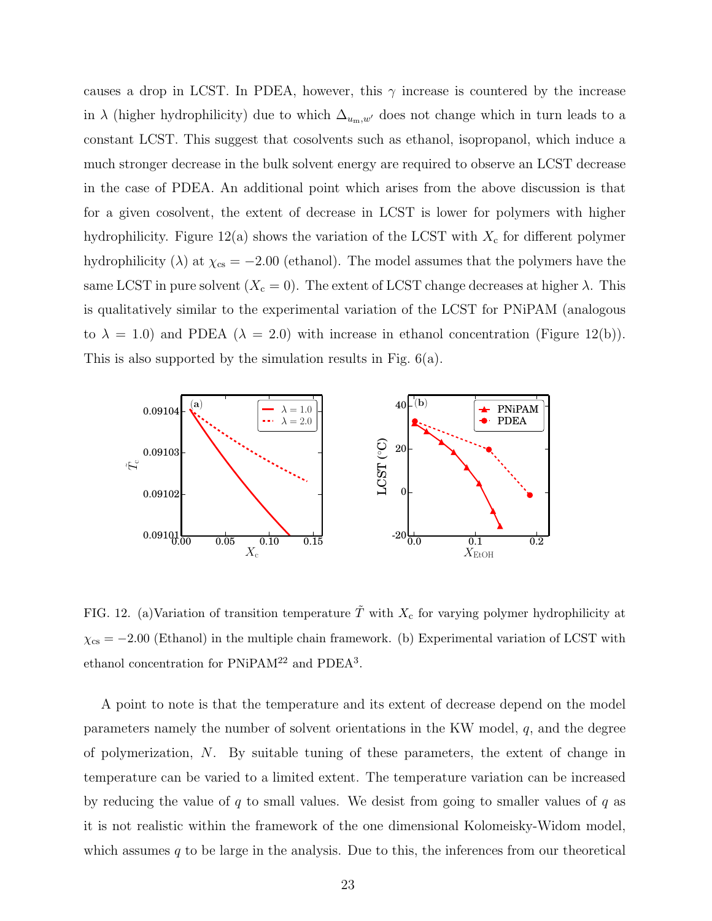causes a drop in LCST. In PDEA, however, this $\gamma$ increase is countered by the increase in $\lambda$ (higher hydrophilicity) due to which $\Delta_{u_{\rm m},w'}$ does not change which in turn leads to a constant LCST. This suggest that cosolvents such as ethanol, isopropanol, which induce a much stronger decrease in the bulk solvent energy are required to observe an LCST decrease in the case of PDEA. An additional point which arises from the above discussion is that for a given cosolvent, the extent of decrease in LCST is lower for polymers with higher hydrophilicity. Figure 12(a) shows the variation of the LCST with $X_{\rm c}$ for different polymer hydrophilicity ($\lambda$) at $\chi_{\rm cs} = -2.00$ (ethanol). The model assumes that the polymers have the same LCST in pure solvent ($X_{\rm c} = 0$). The extent of LCST change decreases at higher $\lambda$. This is qualitatively similar to the experimental variation of the LCST for PNiPAM (analogous to $\lambda = 1.0$) and PDEA ($\lambda = 2.0$) with increase in ethanol concentration (Figure 12(b)). This is also supported by the simulation results in Fig. 6(a).

FIG. 12. (a)Variation of transition temperature $\tilde{T}$ with $X_{\rm c}$ for varying polymer hydrophilicity at $\chi_{\rm cs} = -2.00$ (Ethanol) in the multiple chain framework. (b) Experimental variation of LCST with ethanol concentration for PNiPAM[22] and PDEA[3].

A point to note is that the temperature and its extent of decrease depend on the model parameters namely the number of solvent orientations in the KW model, $q$, and the degree of polymerization, $N$. By suitable tuning of these parameters, the extent of change in temperature can be varied to a limited extent. The temperature variation can be increased by reducing the value of $q$ to small values. We desist from going to smaller values of $q$ as it is not realistic within the framework of the one dimensional Kolomeisky-Widom model, which assumes $q$ to be large in the analysis. Due to this, the inferences from our theoretical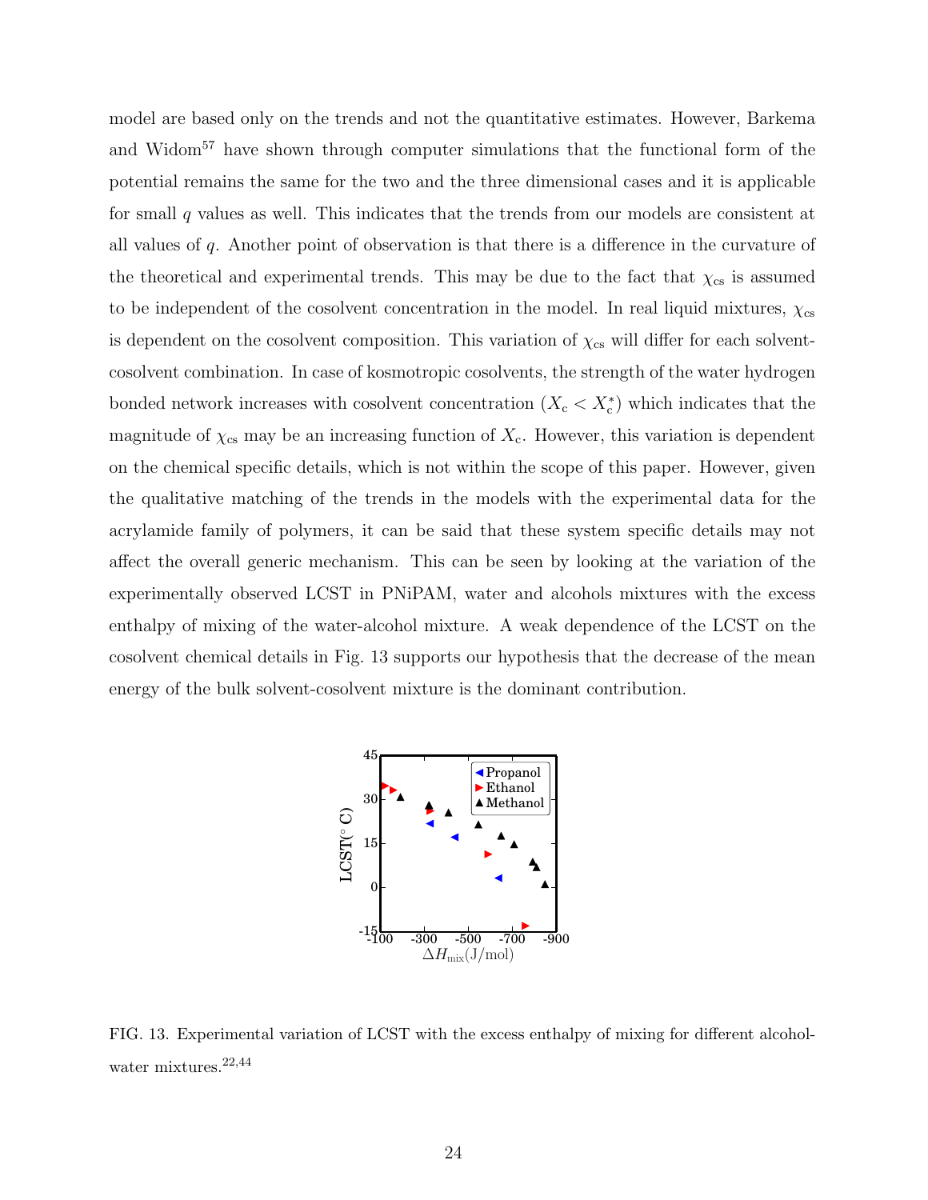model are based only on the trends and not the quantitative estimates. However, Barkema and Widom[57] have shown through computer simulations that the functional form of the potential remains the same for the two and the three dimensional cases and it is applicable for small $q$ values as well. This indicates that the trends from our models are consistent at all values of $q$. Another point of observation is that there is a difference in the curvature of the theoretical and experimental trends. This may be due to the fact that $\chi_{cs}$ is assumed to be independent of the cosolvent concentration in the model. In real liquid mixtures, $\chi_{cs}$ is dependent on the cosolvent composition. This variation of $\chi_{cs}$ will differ for each solvent-cosolvent combination. In case of kosmotropic cosolvents, the strength of the water hydrogen bonded network increases with cosolvent concentration ($X_c < X_c^*$) which indicates that the magnitude of $\chi_{cs}$ may be an increasing function of $X_c$. However, this variation is dependent on the chemical specific details, which is not within the scope of this paper. However, given the qualitative matching of the trends in the models with the experimental data for the acrylamide family of polymers, it can be said that these system specific details may not affect the overall generic mechanism. This can be seen by looking at the variation of the experimentally observed LCST in PNiPAM, water and alcohols mixtures with the excess enthalpy of mixing of the water-alcohol mixture. A weak dependence of the LCST on the cosolvent chemical details in Fig. 13 supports our hypothesis that the decrease of the mean energy of the bulk solvent-cosolvent mixture is the dominant contribution.

FIG. 13. Experimental variation of LCST with the excess enthalpy of mixing for different alcohol-water mixtures.[22,44]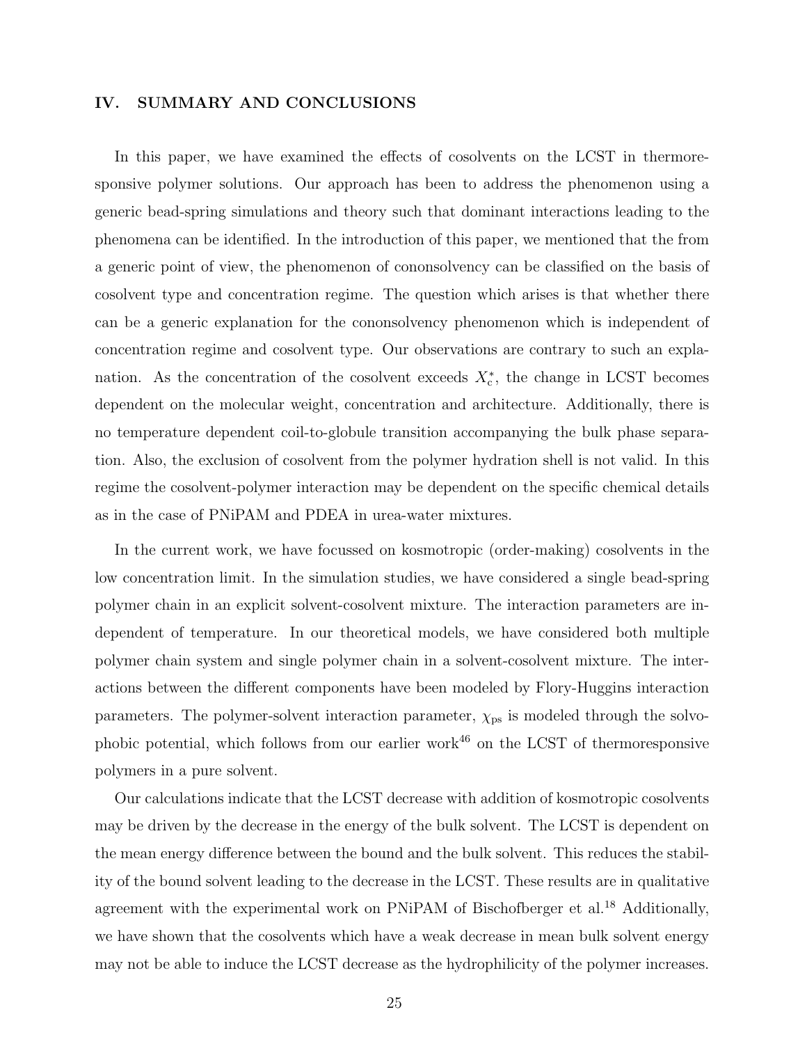## IV. SUMMARY AND CONCLUSIONS

In this paper, we have examined the effects of cosolvents on the LCST in thermoresponsive polymer solutions. Our approach has been to address the phenomenon using a generic bead-spring simulations and theory such that dominant interactions leading to the phenomena can be identified. In the introduction of this paper, we mentioned that the from a generic point of view, the phenomenon of cononsolvency can be classified on the basis of cosolvent type and concentration regime. The question which arises is that whether there can be a generic explanation for the cononsolvency phenomenon which is independent of concentration regime and cosolvent type. Our observations are contrary to such an explanation. As the concentration of the cosolvent exceeds $X_c^*$, the change in LCST becomes dependent on the molecular weight, concentration and architecture. Additionally, there is no temperature dependent coil-to-globule transition accompanying the bulk phase separation. Also, the exclusion of cosolvent from the polymer hydration shell is not valid. In this regime the cosolvent-polymer interaction may be dependent on the specific chemical details as in the case of PNiPAM and PDEA in urea-water mixtures.

In the current work, we have focussed on kosmotropic (order-making) cosolvents in the low concentration limit. In the simulation studies, we have considered a single bead-spring polymer chain in an explicit solvent-cosolvent mixture. The interaction parameters are independent of temperature. In our theoretical models, we have considered both multiple polymer chain system and single polymer chain in a solvent-cosolvent mixture. The interactions between the different components have been modeled by Flory-Huggins interaction parameters. The polymer-solvent interaction parameter, $\chi_{\mathrm{ps}}$ is modeled through the solvophobic potential, which follows from our earlier work[46] on the LCST of thermoresponsive polymers in a pure solvent.

Our calculations indicate that the LCST decrease with addition of kosmotropic cosolvents may be driven by the decrease in the energy of the bulk solvent. The LCST is dependent on the mean energy difference between the bound and the bulk solvent. This reduces the stability of the bound solvent leading to the decrease in the LCST. These results are in qualitative agreement with the experimental work on PNiPAM of Bischofberger et al.[18] Additionally, we have shown that the cosolvents which have a weak decrease in mean bulk solvent energy may not be able to induce the LCST decrease as the hydrophilicity of the polymer increases.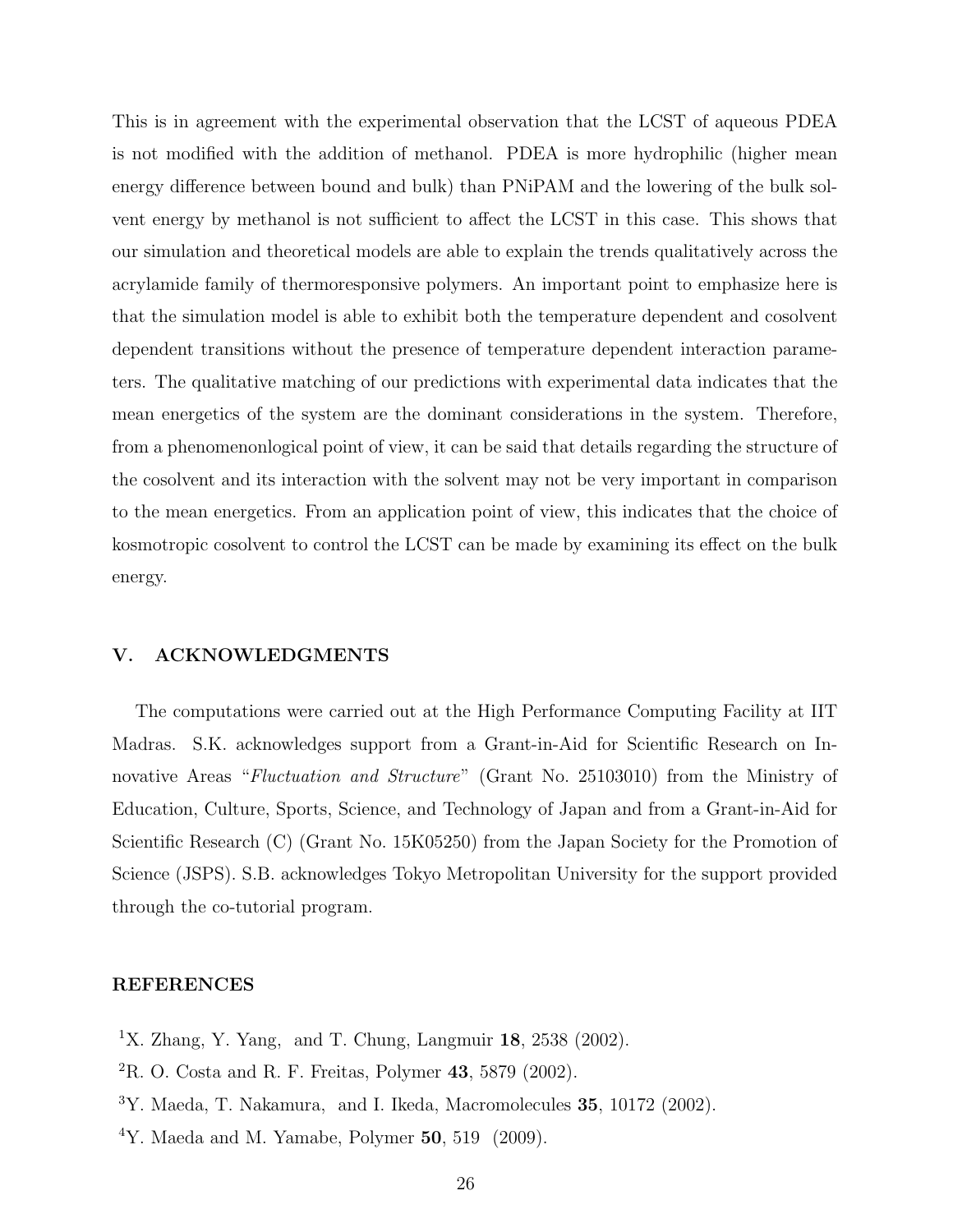This is in agreement with the experimental observation that the LCST of aqueous PDEA is not modified with the addition of methanol. PDEA is more hydrophilic (higher mean energy difference between bound and bulk) than PNiPAM and the lowering of the bulk solvent energy by methanol is not sufficient to affect the LCST in this case. This shows that our simulation and theoretical models are able to explain the trends qualitatively across the acrylamide family of thermoresponsive polymers. An important point to emphasize here is that the simulation model is able to exhibit both the temperature dependent and cosolvent dependent transitions without the presence of temperature dependent interaction parameters. The qualitative matching of our predictions with experimental data indicates that the mean energetics of the system are the dominant considerations in the system. Therefore, from a phenomenonlogical point of view, it can be said that details regarding the structure of the cosolvent and its interaction with the solvent may not be very important in comparison to the mean energetics. From an application point of view, this indicates that the choice of kosmotropic cosolvent to control the LCST can be made by examining its effect on the bulk energy.

## V. ACKNOWLEDGMENTS

The computations were carried out at the High Performance Computing Facility at IIT Madras. S.K. acknowledges support from a Grant-in-Aid for Scientific Research on Innovative Areas "*Fluctuation and Structure*" (Grant No. 25103010) from the Ministry of Education, Culture, Sports, Science, and Technology of Japan and from a Grant-in-Aid for Scientific Research (C) (Grant No. 15K05250) from the Japan Society for the Promotion of Science (JSPS). S.B. acknowledges Tokyo Metropolitan University for the support provided through the co-tutorial program.

## REFERENCES

[1] X. Zhang, Y. Yang, and T. Chung, Langmuir **18**, 2538 (2002).

[2] R. O. Costa and R. F. Freitas, Polymer **43**, 5879 (2002).

[3] Y. Maeda, T. Nakamura, and I. Ikeda, Macromolecules **35**, 10172 (2002).

[4] Y. Maeda and M. Yamabe, Polymer **50**, 519 (2009).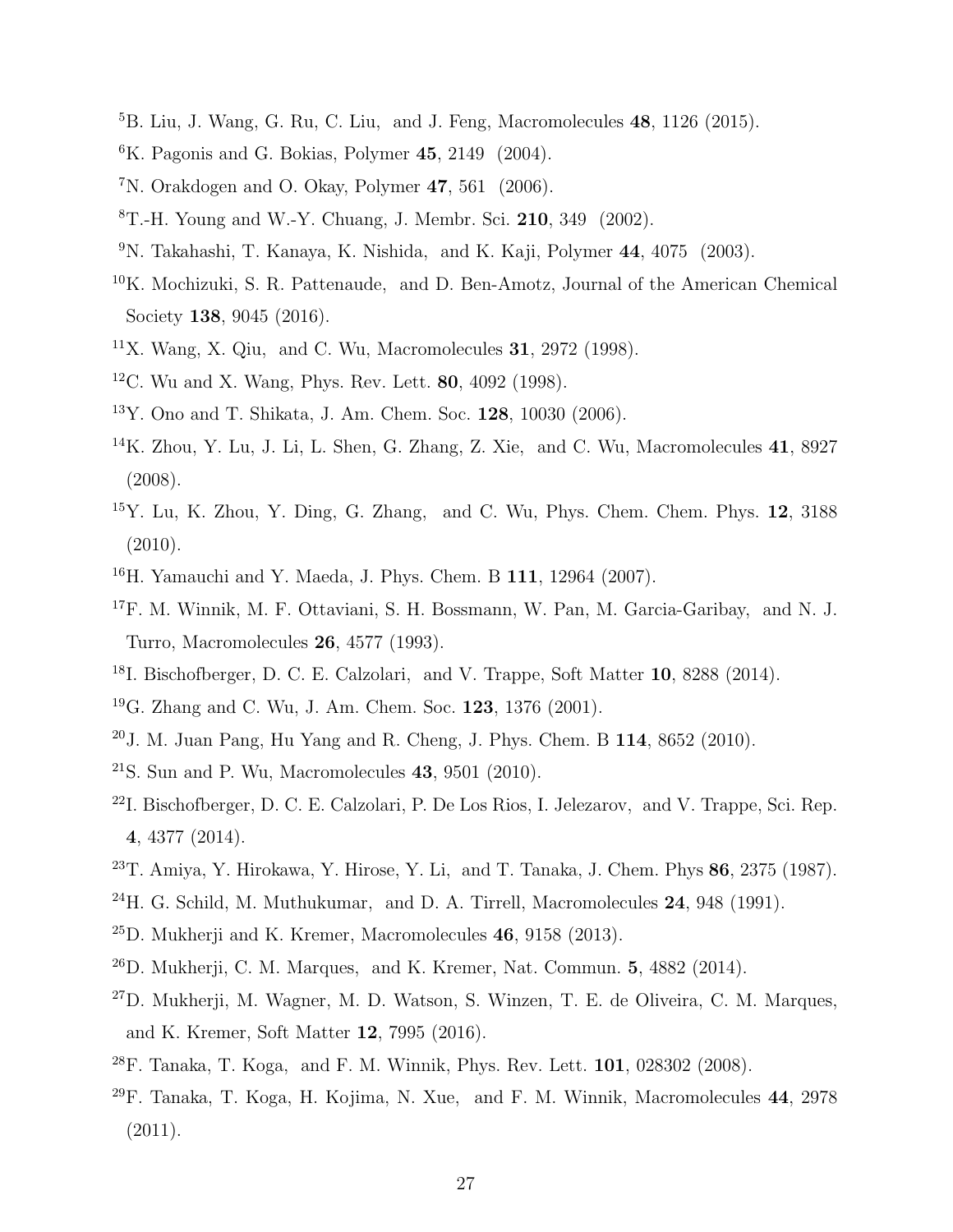[5] B. Liu, J. Wang, G. Ru, C. Liu, and J. Feng, Macromolecules **48**, 1126 (2015).

[6] K. Pagonis and G. Bokias, Polymer **45**, 2149 (2004).

[7] N. Orakdogen and O. Okay, Polymer **47**, 561 (2006).

[8] T.-H. Young and W.-Y. Chuang, J. Membr. Sci. **210**, 349 (2002).

[9] N. Takahashi, T. Kanaya, K. Nishida, and K. Kaji, Polymer **44**, 4075 (2003).

[10] K. Mochizuki, S. R. Pattenaude, and D. Ben-Amotz, Journal of the American Chemical Society **138**, 9045 (2016).

[11] X. Wang, X. Qiu, and C. Wu, Macromolecules **31**, 2972 (1998).

[12] C. Wu and X. Wang, Phys. Rev. Lett. **80**, 4092 (1998).

[13] Y. Ono and T. Shikata, J. Am. Chem. Soc. **128**, 10030 (2006).

[14] K. Zhou, Y. Lu, J. Li, L. Shen, G. Zhang, Z. Xie, and C. Wu, Macromolecules **41**, 8927 (2008).

[15] Y. Lu, K. Zhou, Y. Ding, G. Zhang, and C. Wu, Phys. Chem. Chem. Phys. **12**, 3188 (2010).

[16] H. Yamauchi and Y. Maeda, J. Phys. Chem. B **111**, 12964 (2007).

[17] F. M. Winnik, M. F. Ottaviani, S. H. Bossmann, W. Pan, M. Garcia-Garibay, and N. J. Turro, Macromolecules **26**, 4577 (1993).

[18] I. Bischofberger, D. C. E. Calzolari, and V. Trappe, Soft Matter **10**, 8288 (2014).

[19] G. Zhang and C. Wu, J. Am. Chem. Soc. **123**, 1376 (2001).

[20] J. M. Juan Pang, Hu Yang and R. Cheng, J. Phys. Chem. B **114**, 8652 (2010).

[21] S. Sun and P. Wu, Macromolecules **43**, 9501 (2010).

[22] I. Bischofberger, D. C. E. Calzolari, P. De Los Rios, I. Jelezarov, and V. Trappe, Sci. Rep. **4**, 4377 (2014).

[23] T. Amiya, Y. Hirokawa, Y. Hirose, Y. Li, and T. Tanaka, J. Chem. Phys **86**, 2375 (1987).

[24] H. G. Schild, M. Muthukumar, and D. A. Tirrell, Macromolecules **24**, 948 (1991).

[25] D. Mukherji and K. Kremer, Macromolecules **46**, 9158 (2013).

[26] D. Mukherji, C. M. Marques, and K. Kremer, Nat. Commun. **5**, 4882 (2014).

[27] D. Mukherji, M. Wagner, M. D. Watson, S. Winzen, T. E. de Oliveira, C. M. Marques, and K. Kremer, Soft Matter **12**, 7995 (2016).

[28] F. Tanaka, T. Koga, and F. M. Winnik, Phys. Rev. Lett. **101**, 028302 (2008).

[29] F. Tanaka, T. Koga, H. Kojima, N. Xue, and F. M. Winnik, Macromolecules **44**, 2978 (2011).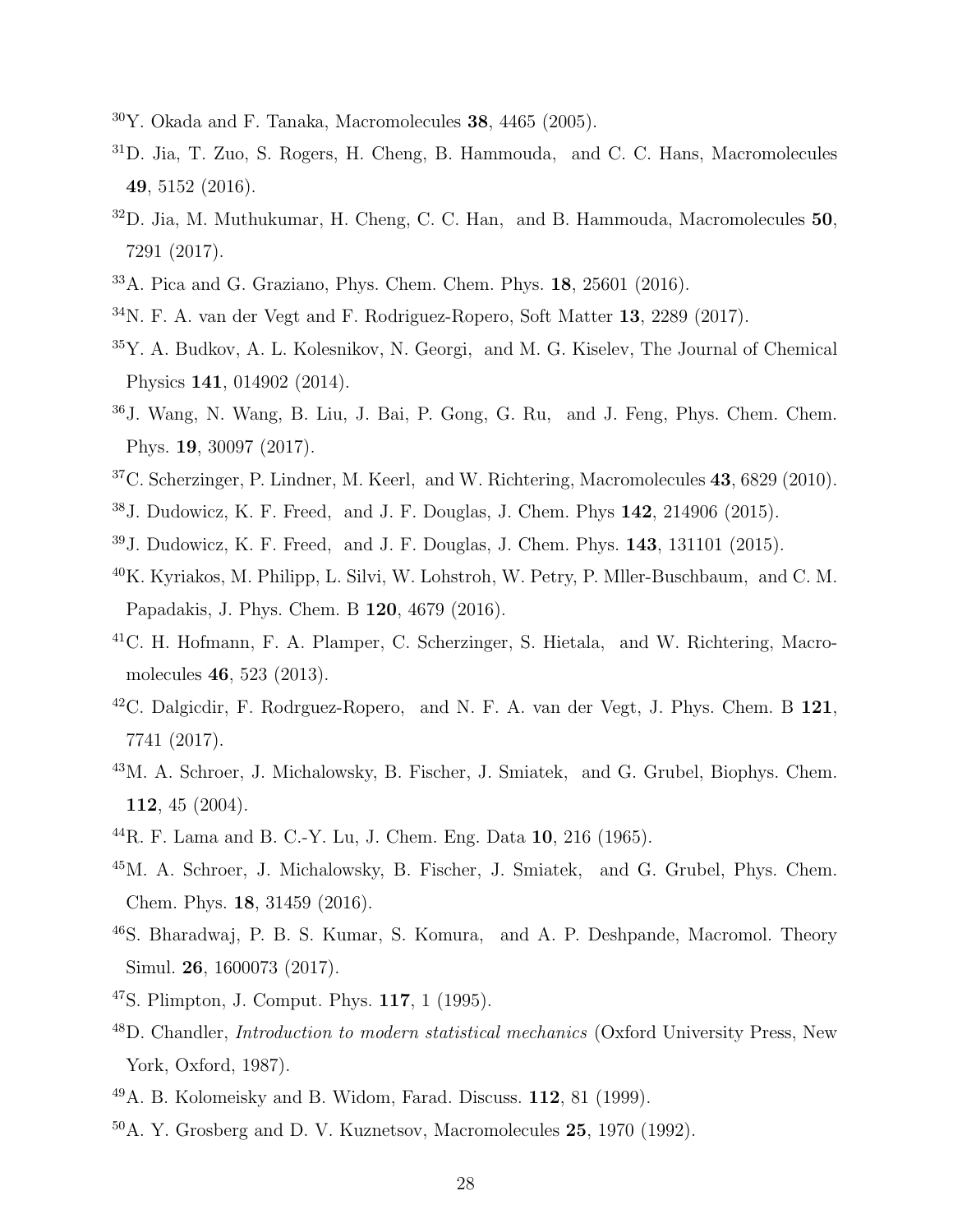[30] Y. Okada and F. Tanaka, Macromolecules **38**, 4465 (2005).

[31] D. Jia, T. Zuo, S. Rogers, H. Cheng, B. Hammouda, and C. C. Hans, Macromolecules **49**, 5152 (2016).

[32] D. Jia, M. Muthukumar, H. Cheng, C. C. Han, and B. Hammouda, Macromolecules **50**, 7291 (2017).

[33] A. Pica and G. Graziano, Phys. Chem. Chem. Phys. **18**, 25601 (2016).

[34] N. F. A. van der Vegt and F. Rodriguez-Ropero, Soft Matter **13**, 2289 (2017).

[35] Y. A. Budkov, A. L. Kolesnikov, N. Georgi, and M. G. Kiselev, The Journal of Chemical Physics **141**, 014902 (2014).

[36] J. Wang, N. Wang, B. Liu, J. Bai, P. Gong, G. Ru, and J. Feng, Phys. Chem. Chem. Phys. **19**, 30097 (2017).

[37] C. Scherzinger, P. Lindner, M. Keerl, and W. Richtering, Macromolecules **43**, 6829 (2010).

[38] J. Dudowicz, K. F. Freed, and J. F. Douglas, J. Chem. Phys **142**, 214906 (2015).

[39] J. Dudowicz, K. F. Freed, and J. F. Douglas, J. Chem. Phys. **143**, 131101 (2015).

[40] K. Kyriakos, M. Philipp, L. Silvi, W. Lohstroh, W. Petry, P. Mller-Buschbaum, and C. M. Papadakis, J. Phys. Chem. B **120**, 4679 (2016).

[41] C. H. Hofmann, F. A. Plamper, C. Scherzinger, S. Hietala, and W. Richtering, Macromolecules **46**, 523 (2013).

[42] C. Dalgicdir, F. Rodrguez-Ropero, and N. F. A. van der Vegt, J. Phys. Chem. B **121**, 7741 (2017).

[43] M. A. Schroer, J. Michalowsky, B. Fischer, J. Smiatek, and G. Grubel, Biophys. Chem. **112**, 45 (2004).

[44] R. F. Lama and B. C.-Y. Lu, J. Chem. Eng. Data **10**, 216 (1965).

[45] M. A. Schroer, J. Michalowsky, B. Fischer, J. Smiatek, and G. Grubel, Phys. Chem. Chem. Phys. **18**, 31459 (2016).

[46] S. Bharadwaj, P. B. S. Kumar, S. Komura, and A. P. Deshpande, Macromol. Theory Simul. **26**, 1600073 (2017).

[47] S. Plimpton, J. Comput. Phys. **117**, 1 (1995).

[48] D. Chandler, *Introduction to modern statistical mechanics* (Oxford University Press, New York, Oxford, 1987).

[49] A. B. Kolomeisky and B. Widom, Farad. Discuss. **112**, 81 (1999).

[50] A. Y. Grosberg and D. V. Kuznetsov, Macromolecules **25**, 1970 (1992).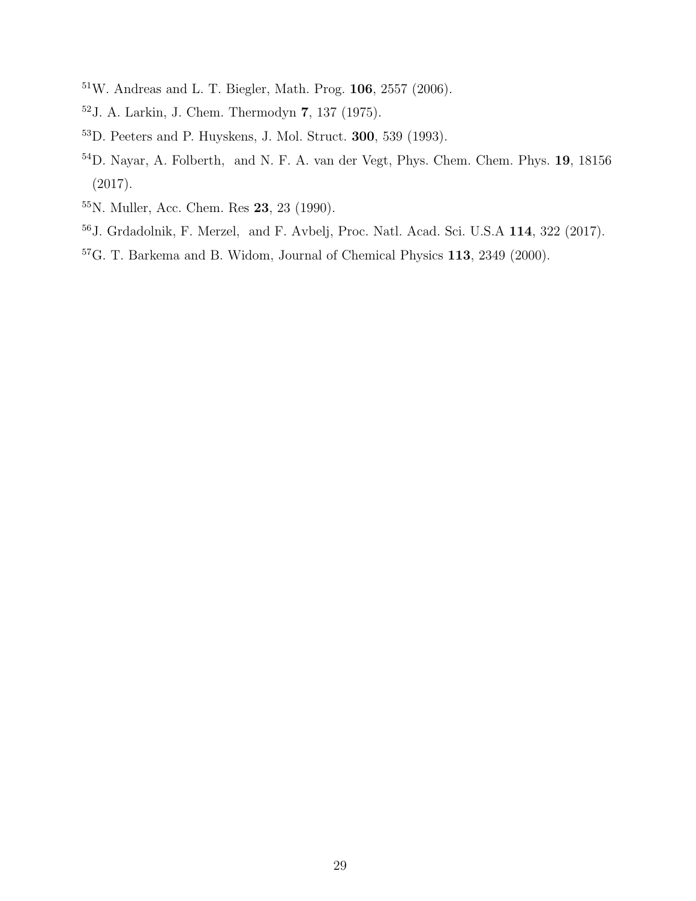[51] W. Andreas and L. T. Biegler, Math. Prog. **106**, 2557 (2006).

[52] J. A. Larkin, J. Chem. Thermodyn **7**, 137 (1975).

[53] D. Peeters and P. Huyskens, J. Mol. Struct. **300**, 539 (1993).

[54] D. Nayar, A. Folberth, and N. F. A. van der Vegt, Phys. Chem. Chem. Phys. **19**, 18156 (2017).

[55] N. Muller, Acc. Chem. Res **23**, 23 (1990).

[56] J. Grdadolnik, F. Merzel, and F. Avbelj, Proc. Natl. Acad. Sci. U.S.A **114**, 322 (2017).

[57] G. T. Barkema and B. Widom, Journal of Chemical Physics **113**, 2349 (2000).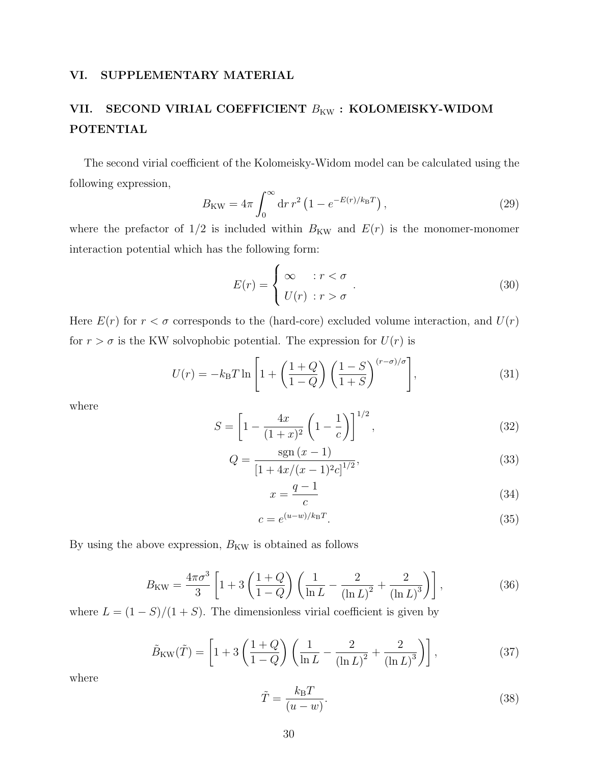## VI. SUPPLEMENTARY MATERIAL

## VII. SECOND VIRIAL COEFFICIENT $B_{\rm KW}$ : KOLOMEISKY-WIDOM POTENTIAL

The second virial coefficient of the Kolomeisky-Widom model can be calculated using the following expression,

$$B_{\rm KW} = 4\pi \int_0^\infty {\rm d}r\, r^2 \left(1 - e^{-E(r)/k_{\rm B}T}\right), \tag{29}$$

where the prefactor of 1/2 is included within $B_{\rm KW}$ and $E(r)$ is the monomer-monomer interaction potential which has the following form:

$$E(r) = \begin{cases} \infty & : r < \sigma \\ U(r) & : r > \sigma \end{cases}. \tag{30}$$

Here $E(r)$ for $r < \sigma$ corresponds to the (hard-core) excluded volume interaction, and $U(r)$ for $r > \sigma$ is the KW solvophobic potential. The expression for $U(r)$ is

$$U(r) = -k_{\rm B}T \ln\left[1 + \left(\frac{1+Q}{1-Q}\right)\left(\frac{1-S}{1+S}\right)^{(r-\sigma)/\sigma}\right], \tag{31}$$

where

$$S = \left[1 - \frac{4x}{(1+x)^2}\left(1 - \frac{1}{c}\right)\right]^{1/2}, \tag{32}$$

$$Q = \frac{{\rm sgn}\,(x-1)}{\left[1 + 4x/(x-1)^2 c\right]^{1/2}}, \tag{33}$$

$$x = \frac{q-1}{c} \tag{34}$$

$$c = e^{(u-w)/k_{\rm B}T}. \tag{35}$$

By using the above expression, $B_{\rm KW}$ is obtained as follows

$$B_{\rm KW} = \frac{4\pi\sigma^3}{3}\left[1 + 3\left(\frac{1+Q}{1-Q}\right)\left(\frac{1}{\ln L} - \frac{2}{(\ln L)^2} + \frac{2}{(\ln L)^3}\right)\right], \tag{36}$$

where $L = (1-S)/(1+S)$. The dimensionless virial coefficient is given by

$$\tilde{B}_{\rm KW}(\tilde{T}) = \left[1 + 3\left(\frac{1+Q}{1-Q}\right)\left(\frac{1}{\ln L} - \frac{2}{(\ln L)^2} + \frac{2}{(\ln L)^3}\right)\right], \tag{37}$$

where

$$\tilde{T} = \frac{k_{\rm B}T}{(u-w)}. \tag{38}$$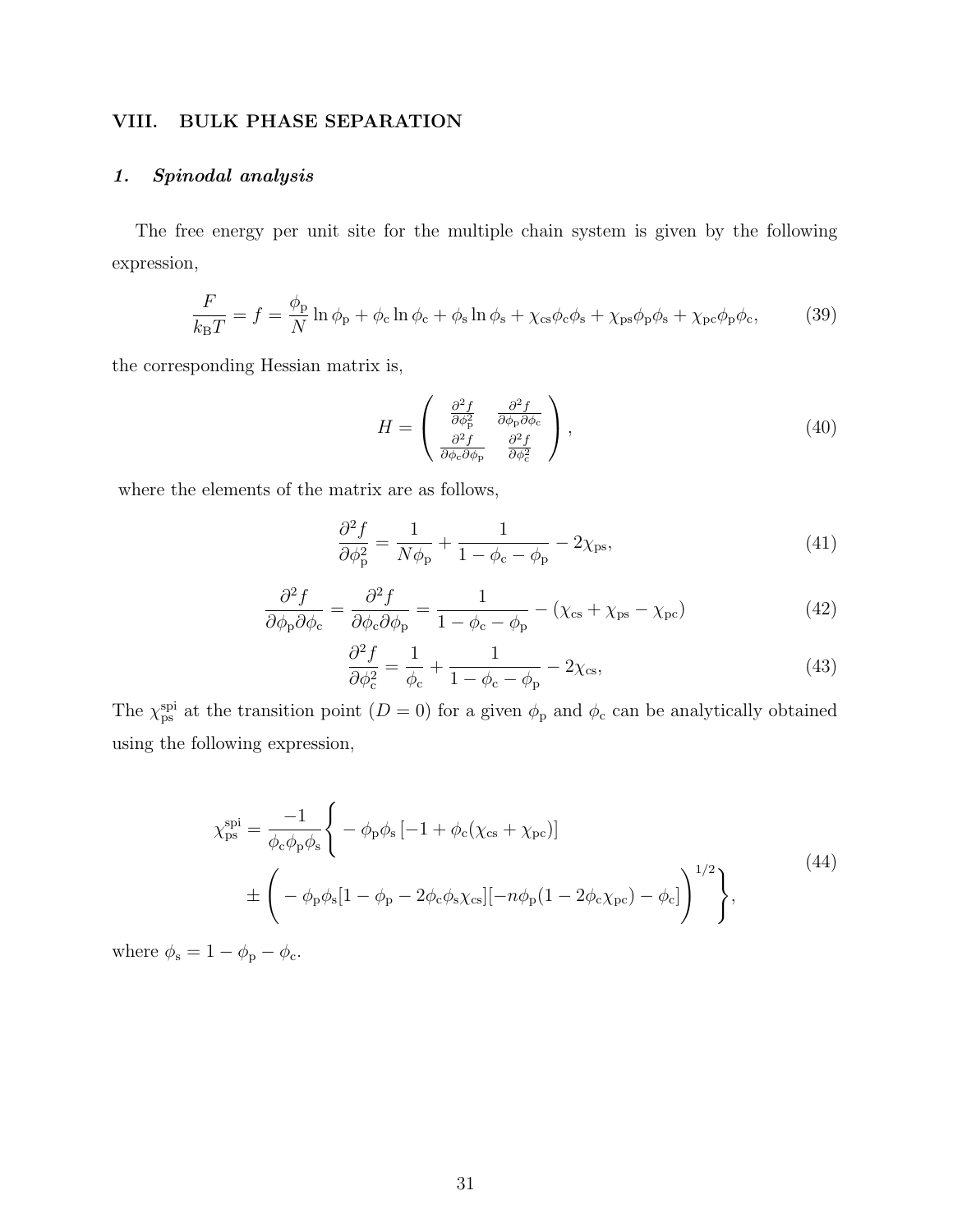## VIII. BULK PHASE SEPARATION

### 1. Spinodal analysis

The free energy per unit site for the multiple chain system is given by the following expression,

$$\frac{F}{k_{\mathrm{B}}T} = f = \frac{\phi_{\mathrm{p}}}{N}\ln\phi_{\mathrm{p}} + \phi_{\mathrm{c}}\ln\phi_{\mathrm{c}} + \phi_{\mathrm{s}}\ln\phi_{\mathrm{s}} + \chi_{\mathrm{cs}}\phi_{\mathrm{c}}\phi_{\mathrm{s}} + \chi_{\mathrm{ps}}\phi_{\mathrm{p}}\phi_{\mathrm{s}} + \chi_{\mathrm{pc}}\phi_{\mathrm{p}}\phi_{\mathrm{c}}, \tag{39}$$

the corresponding Hessian matrix is,

$$H = \begin{pmatrix} \frac{\partial^2 f}{\partial\phi_{\mathrm{p}}^2} & \frac{\partial^2 f}{\partial\phi_{\mathrm{p}}\partial\phi_{\mathrm{c}}} \\ \frac{\partial^2 f}{\partial\phi_{\mathrm{c}}\partial\phi_{\mathrm{p}}} & \frac{\partial^2 f}{\partial\phi_{\mathrm{c}}^2} \end{pmatrix}, \tag{40}$$

where the elements of the matrix are as follows,

$$\frac{\partial^2 f}{\partial\phi_{\mathrm{p}}^2} = \frac{1}{N\phi_{\mathrm{p}}} + \frac{1}{1-\phi_{\mathrm{c}}-\phi_{\mathrm{p}}} - 2\chi_{\mathrm{ps}}, \tag{41}$$

$$\frac{\partial^2 f}{\partial\phi_{\mathrm{p}}\partial\phi_{\mathrm{c}}} = \frac{\partial^2 f}{\partial\phi_{\mathrm{c}}\partial\phi_{\mathrm{p}}} = \frac{1}{1-\phi_{\mathrm{c}}-\phi_{\mathrm{p}}} - (\chi_{\mathrm{cs}} + \chi_{\mathrm{ps}} - \chi_{\mathrm{pc}}) \tag{42}$$

$$\frac{\partial^2 f}{\partial\phi_{\mathrm{c}}^2} = \frac{1}{\phi_{\mathrm{c}}} + \frac{1}{1-\phi_{\mathrm{c}}-\phi_{\mathrm{p}}} - 2\chi_{\mathrm{cs}}, \tag{43}$$

The $\chi_{\mathrm{ps}}^{\mathrm{spi}}$ at the transition point ($D = 0$) for a given $\phi_{\mathrm{p}}$ and $\phi_{\mathrm{c}}$ can be analytically obtained using the following expression,

$$\chi_{\mathrm{ps}}^{\mathrm{spi}} = \frac{-1}{\phi_{\mathrm{c}}\phi_{\mathrm{p}}\phi_{\mathrm{s}}}\Bigg\{ -\phi_{\mathrm{p}}\phi_{\mathrm{s}}\left[-1 + \phi_{\mathrm{c}}(\chi_{\mathrm{cs}} + \chi_{\mathrm{pc}})\right] \pm \Bigg( -\phi_{\mathrm{p}}\phi_{\mathrm{s}}[1-\phi_{\mathrm{p}} - 2\phi_{\mathrm{c}}\phi_{\mathrm{s}}\chi_{\mathrm{cs}}][-n\phi_{\mathrm{p}}(1-2\phi_{\mathrm{c}}\chi_{\mathrm{pc}}) - \phi_{\mathrm{c}}] \Bigg)^{1/2} \Bigg\}, \tag{44}$$

where $\phi_{\mathrm{s}} = 1 - \phi_{\mathrm{p}} - \phi_{\mathrm{c}}$.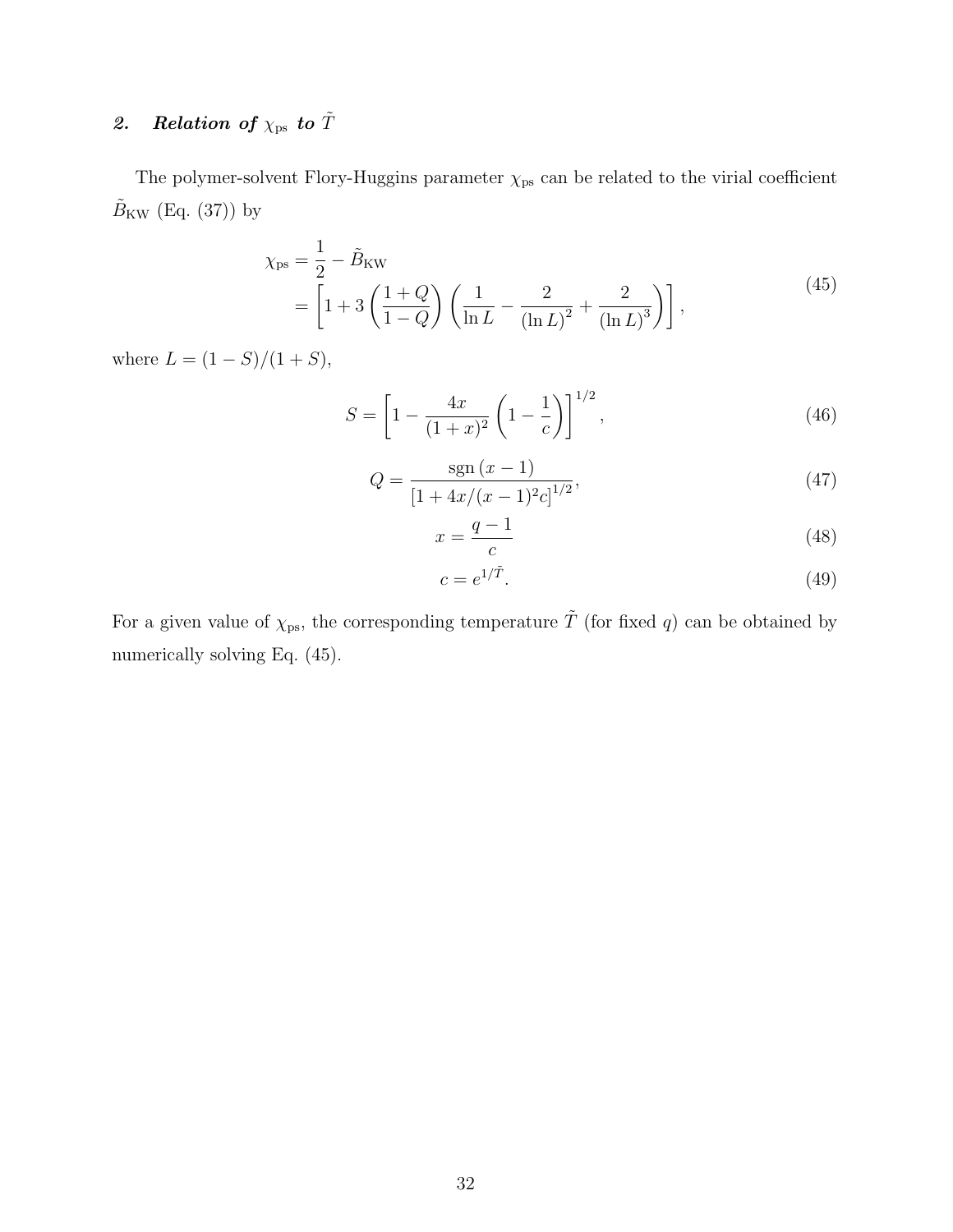### 2. *Relation of* $\chi_{\rm ps}$ *to* $\tilde{T}$

The polymer-solvent Flory-Huggins parameter $\chi_{\rm ps}$ can be related to the virial coefficient $\tilde{B}_{\rm KW}$ (Eq. (37)) by

$$
\begin{aligned}
\chi_{\rm ps} &= \frac{1}{2} - \tilde{B}_{\rm KW} \\
&= \left[1 + 3\left(\frac{1+Q}{1-Q}\right)\left(\frac{1}{\ln L} - \frac{2}{(\ln L)^2} + \frac{2}{(\ln L)^3}\right)\right],
\end{aligned}
\tag{45}
$$

where $L = (1-S)/(1+S)$,

$$
S = \left[1 - \frac{4x}{(1+x)^2}\left(1 - \frac{1}{c}\right)\right]^{1/2}, \tag{46}
$$

$$
Q = \frac{\mathrm{sgn}\,(x-1)}{\left[1 + 4x/(x-1)^2 c\right]^{1/2}}, \tag{47}
$$

$$
x = \frac{q-1}{c} \tag{48}
$$

$$
c = e^{1/\tilde{T}}. \tag{49}
$$

For a given value of $\chi_{\rm ps}$, the corresponding temperature $\tilde{T}$ (for fixed $q$) can be obtained by numerically solving Eq. (45).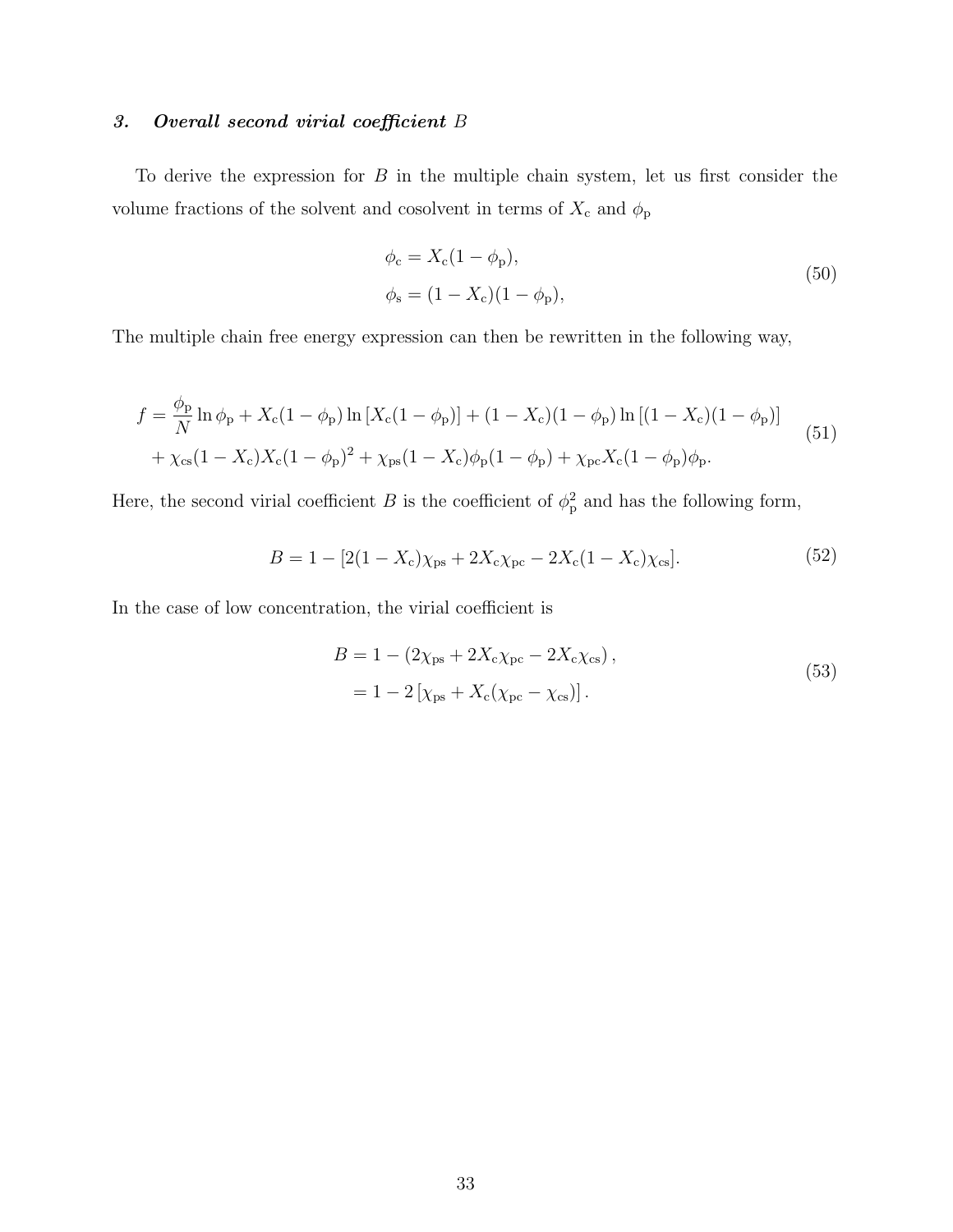### 3. *Overall second virial coefficient* $B$

To derive the expression for $B$ in the multiple chain system, let us first consider the volume fractions of the solvent and cosolvent in terms of $X_{\mathrm{c}}$ and $\phi_{\mathrm{p}}$

$$
\begin{aligned}
\phi_{\mathrm{c}} &= X_{\mathrm{c}}(1-\phi_{\mathrm{p}}), \\
\phi_{\mathrm{s}} &= (1-X_{\mathrm{c}})(1-\phi_{\mathrm{p}}),
\end{aligned}
\tag{50}
$$

The multiple chain free energy expression can then be rewritten in the following way,

$$
\begin{aligned}
f = &\frac{\phi_{\mathrm{p}}}{N}\ln\phi_{\mathrm{p}} + X_{\mathrm{c}}(1-\phi_{\mathrm{p}})\ln\left[X_{\mathrm{c}}(1-\phi_{\mathrm{p}})\right] + (1-X_{\mathrm{c}})(1-\phi_{\mathrm{p}})\ln\left[(1-X_{\mathrm{c}})(1-\phi_{\mathrm{p}})\right] \\
&+ \chi_{\mathrm{cs}}(1-X_{\mathrm{c}})X_{\mathrm{c}}(1-\phi_{\mathrm{p}})^2 + \chi_{\mathrm{ps}}(1-X_{\mathrm{c}})\phi_{\mathrm{p}}(1-\phi_{\mathrm{p}}) + \chi_{\mathrm{pc}}X_{\mathrm{c}}(1-\phi_{\mathrm{p}})\phi_{\mathrm{p}}.
\end{aligned}
\tag{51}
$$

Here, the second virial coefficient $B$ is the coefficient of $\phi_{\mathrm{p}}^2$ and has the following form,

$$
B = 1 - [2(1-X_{\mathrm{c}})\chi_{\mathrm{ps}} + 2X_{\mathrm{c}}\chi_{\mathrm{pc}} - 2X_{\mathrm{c}}(1-X_{\mathrm{c}})\chi_{\mathrm{cs}}].
\tag{52}
$$

In the case of low concentration, the virial coefficient is

$$
\begin{aligned}
B &= 1 - \left(2\chi_{\mathrm{ps}} + 2X_{\mathrm{c}}\chi_{\mathrm{pc}} - 2X_{\mathrm{c}}\chi_{\mathrm{cs}}\right), \\
&= 1 - 2\left[\chi_{\mathrm{ps}} + X_{\mathrm{c}}(\chi_{\mathrm{pc}} - \chi_{\mathrm{cs}})\right].
\end{aligned}
\tag{53}
$$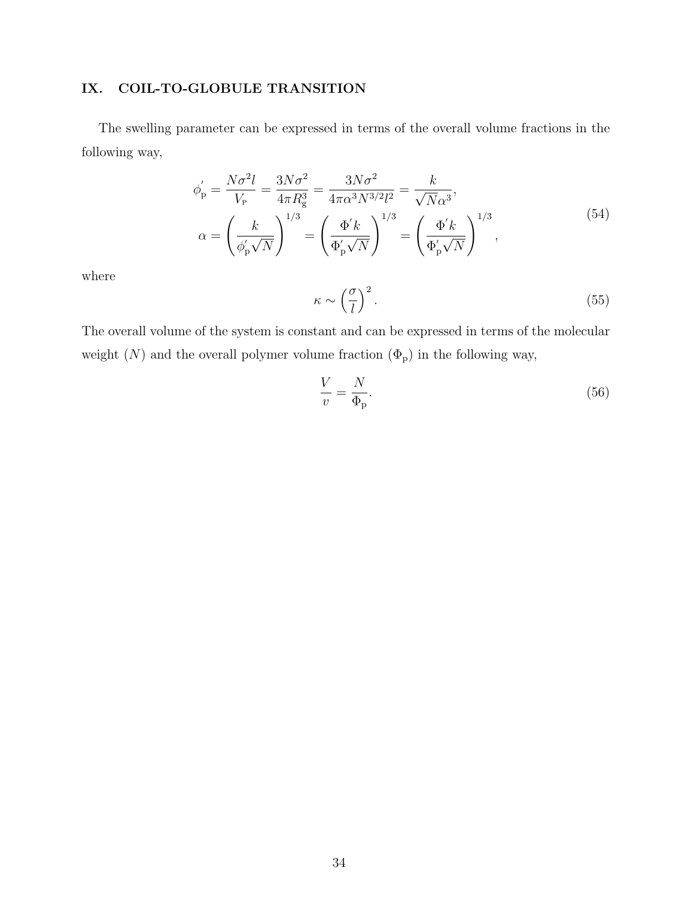## IX. COIL-TO-GLOBULE TRANSITION

The swelling parameter can be expressed in terms of the overall volume fractions in the following way,

$$
\begin{aligned}
\phi_{\mathrm{p}}^{'} &= \frac{N\sigma^2 l}{V_{\mathrm{P}}} = \frac{3N\sigma^2}{4\pi R_{\mathrm{g}}^3} = \frac{3N\sigma^2}{4\pi\alpha^3 N^{3/2} l^2} = \frac{k}{\sqrt{N}\alpha^3}, \\
\alpha &= \left(\frac{k}{\phi_{\mathrm{p}}^{'}\sqrt{N}}\right)^{1/3} = \left(\frac{\Phi^{'} k}{\Phi_{\mathrm{p}}^{'}\sqrt{N}}\right)^{1/3} = \left(\frac{\Phi^{'} k}{\Phi_{\mathrm{p}}^{'}\sqrt{N}}\right)^{1/3},
\end{aligned}
\tag{54}
$$

where

$$
\kappa \sim \left(\frac{\sigma}{l}\right)^2. \tag{55}
$$

The overall volume of the system is constant and can be expressed in terms of the molecular weight ($N$) and the overall polymer volume fraction ($\Phi_{\mathrm{p}}$) in the following way,

$$
\frac{V}{v} = \frac{N}{\Phi_{\mathrm{p}}}. \tag{56}
$$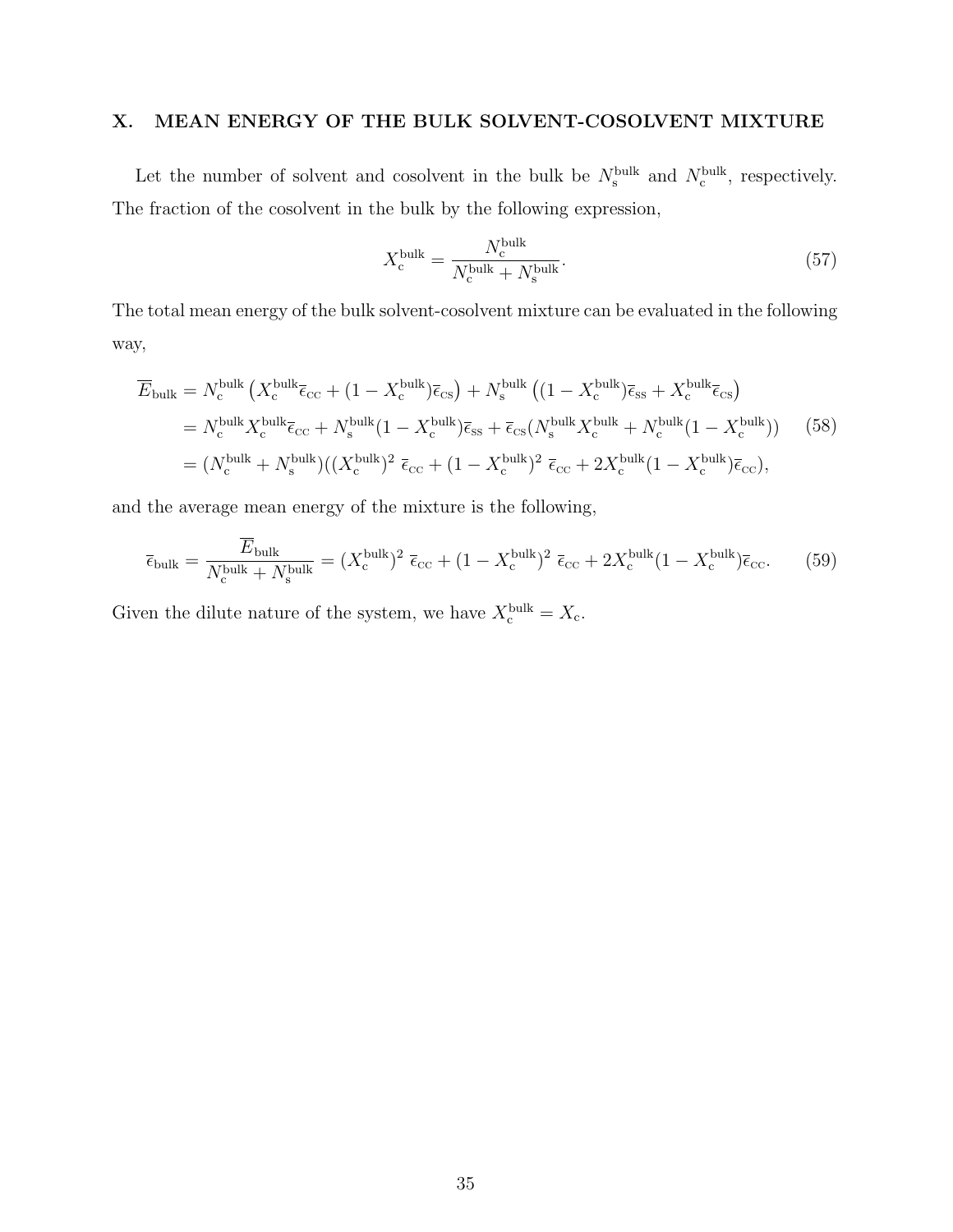## X. MEAN ENERGY OF THE BULK SOLVENT-COSOLVENT MIXTURE

Let the number of solvent and cosolvent in the bulk be $N_{\mathrm{s}}^{\mathrm{bulk}}$ and $N_{\mathrm{c}}^{\mathrm{bulk}}$, respectively. The fraction of the cosolvent in the bulk by the following expression,

$$X_{\mathrm{c}}^{\mathrm{bulk}} = \frac{N_{\mathrm{c}}^{\mathrm{bulk}}}{N_{\mathrm{c}}^{\mathrm{bulk}} + N_{\mathrm{s}}^{\mathrm{bulk}}}. \tag{57}$$

The total mean energy of the bulk solvent-cosolvent mixture can be evaluated in the following way,

$$\begin{aligned}
\overline{E}_{\mathrm{bulk}} &= N_{\mathrm{c}}^{\mathrm{bulk}} \left( X_{\mathrm{c}}^{\mathrm{bulk}} \overline{\epsilon}_{\mathrm{CC}} + (1 - X_{\mathrm{c}}^{\mathrm{bulk}}) \overline{\epsilon}_{\mathrm{CS}} \right) + N_{\mathrm{s}}^{\mathrm{bulk}} \left( (1 - X_{\mathrm{c}}^{\mathrm{bulk}}) \overline{\epsilon}_{\mathrm{SS}} + X_{\mathrm{c}}^{\mathrm{bulk}} \overline{\epsilon}_{\mathrm{CS}} \right) \\
&= N_{\mathrm{c}}^{\mathrm{bulk}} X_{\mathrm{c}}^{\mathrm{bulk}} \overline{\epsilon}_{\mathrm{CC}} + N_{\mathrm{s}}^{\mathrm{bulk}} (1 - X_{\mathrm{c}}^{\mathrm{bulk}}) \overline{\epsilon}_{\mathrm{SS}} + \overline{\epsilon}_{\mathrm{CS}} (N_{\mathrm{s}}^{\mathrm{bulk}} X_{\mathrm{c}}^{\mathrm{bulk}} + N_{\mathrm{c}}^{\mathrm{bulk}} (1 - X_{\mathrm{c}}^{\mathrm{bulk}})) \\
&= (N_{\mathrm{c}}^{\mathrm{bulk}} + N_{\mathrm{s}}^{\mathrm{bulk}}) ((X_{\mathrm{c}}^{\mathrm{bulk}})^2 \ \overline{\epsilon}_{\mathrm{CC}} + (1 - X_{\mathrm{c}}^{\mathrm{bulk}})^2 \ \overline{\epsilon}_{\mathrm{CC}} + 2 X_{\mathrm{c}}^{\mathrm{bulk}} (1 - X_{\mathrm{c}}^{\mathrm{bulk}}) \overline{\epsilon}_{\mathrm{CC}}),
\end{aligned} \tag{58}$$

and the average mean energy of the mixture is the following,

$$\overline{\epsilon}_{\mathrm{bulk}} = \frac{\overline{E}_{\mathrm{bulk}}}{N_{\mathrm{c}}^{\mathrm{bulk}} + N_{\mathrm{s}}^{\mathrm{bulk}}} = (X_{\mathrm{c}}^{\mathrm{bulk}})^2 \ \overline{\epsilon}_{\mathrm{CC}} + (1 - X_{\mathrm{c}}^{\mathrm{bulk}})^2 \ \overline{\epsilon}_{\mathrm{CC}} + 2 X_{\mathrm{c}}^{\mathrm{bulk}} (1 - X_{\mathrm{c}}^{\mathrm{bulk}}) \overline{\epsilon}_{\mathrm{CC}}. \tag{59}$$

Given the dilute nature of the system, we have $X_{\mathrm{c}}^{\mathrm{bulk}} = X_{\mathrm{c}}$.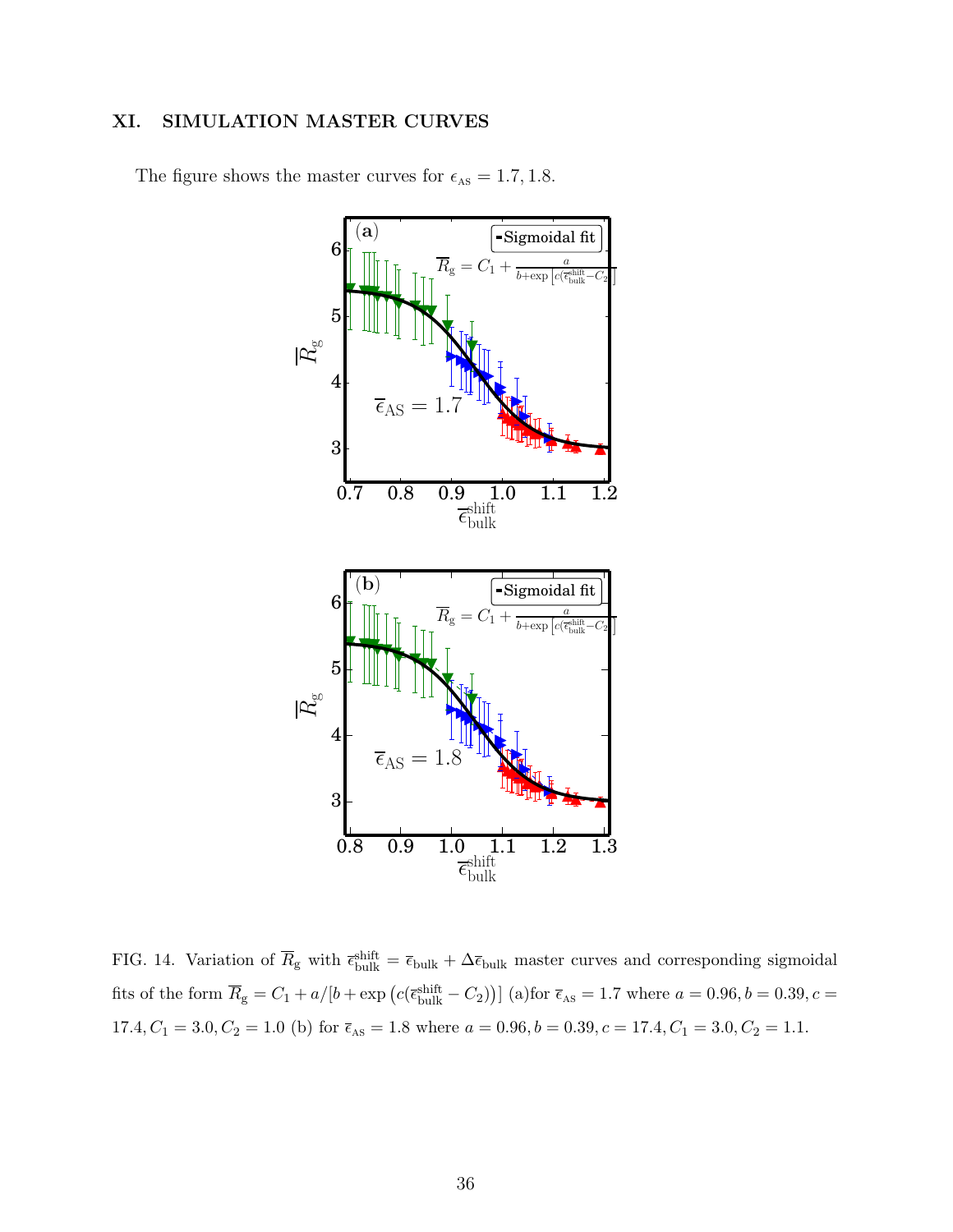## XI. SIMULATION MASTER CURVES

The figure shows the master curves for $\epsilon_{\rm AS} = 1.7, 1.8$.

(a)

Sigmoidal fit

$\overline{R}_{\rm g} = C_1 + \frac{a}{b+\exp\left[c(\overline{\epsilon}^{\rm shift}_{\rm bulk} - C_2)\right]}$

$\overline{\epsilon}_{\rm AS} = 1.7$

$\overline{R}_{\rm g}$

3 4 5 6

0.7 0.8 0.9 1.0 1.1 1.2

$\overline{\epsilon}^{\rm shift}_{\rm bulk}$

(b)

Sigmoidal fit

$\overline{R}_{\rm g} = C_1 + \frac{a}{b+\exp\left[c(\overline{\epsilon}^{\rm shift}_{\rm bulk} - C_2)\right]}$

$\overline{\epsilon}_{\rm AS} = 1.8$

$\overline{R}_{\rm g}$

3 4 5 6

0.8 0.9 1.0 1.1 1.2 1.3

$\overline{\epsilon}^{\rm shift}_{\rm bulk}$

FIG. 14. Variation of $\overline{R}_{\rm g}$ with $\overline{\epsilon}^{\rm shift}_{\rm bulk} = \overline{\epsilon}_{\rm bulk} + \Delta\overline{\epsilon}_{\rm bulk}$ master curves and corresponding sigmoidal fits of the form $\overline{R}_{\rm g} = C_1 + a/[b + \exp\left(c(\overline{\epsilon}^{\rm shift}_{\rm bulk} - C_2)\right)]$ (a)for $\overline{\epsilon}_{\rm AS} = 1.7$ where $a = 0.96, b = 0.39, c = 17.4, C_1 = 3.0, C_2 = 1.0$ (b) for $\overline{\epsilon}_{\rm AS} = 1.8$ where $a = 0.96, b = 0.39, c = 17.4, C_1 = 3.0, C_2 = 1.1$.